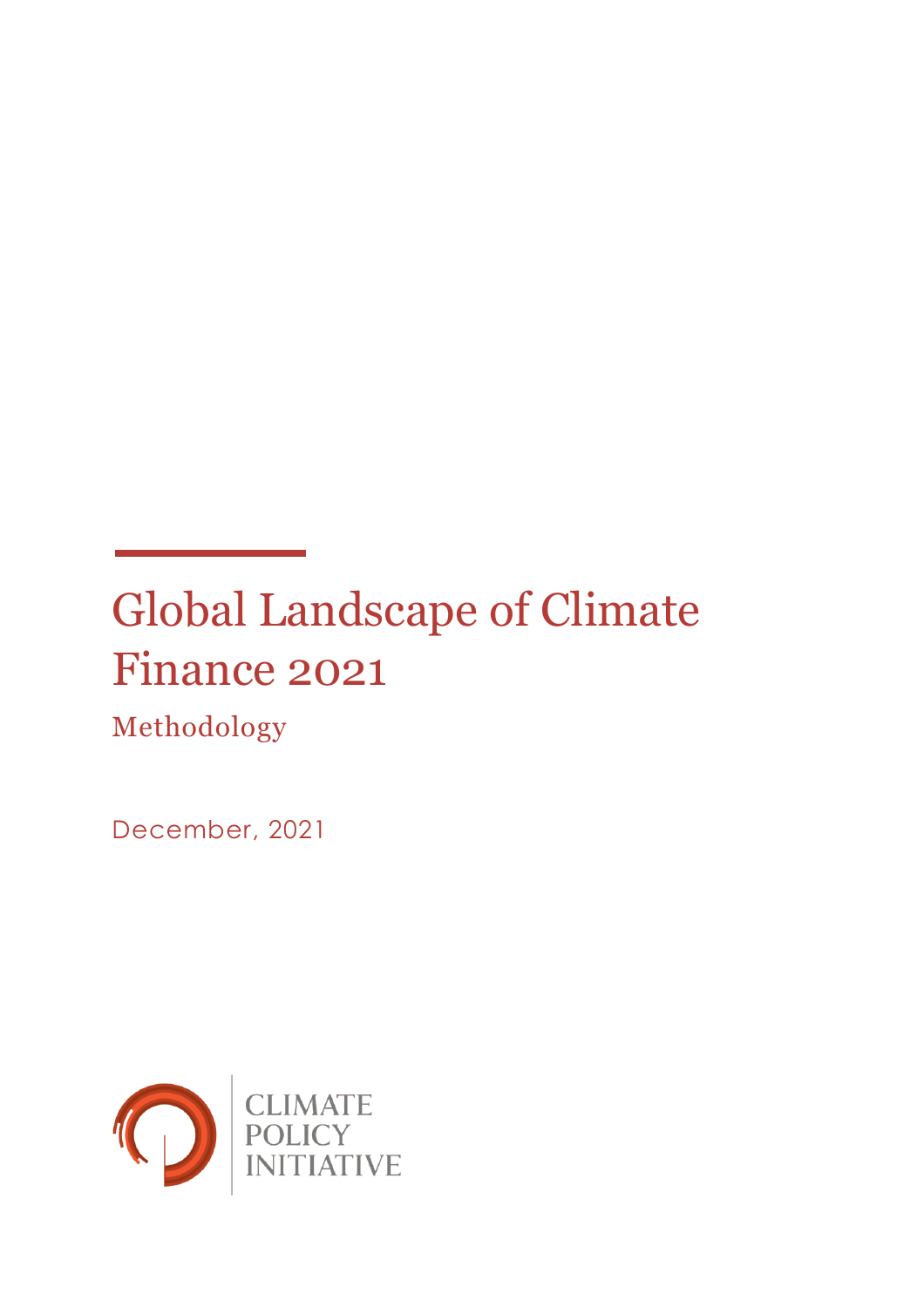# Global Landscape of Climate Finance 2021

## Methodology

December, 2021

CLIMATE POLICY INITIATIVE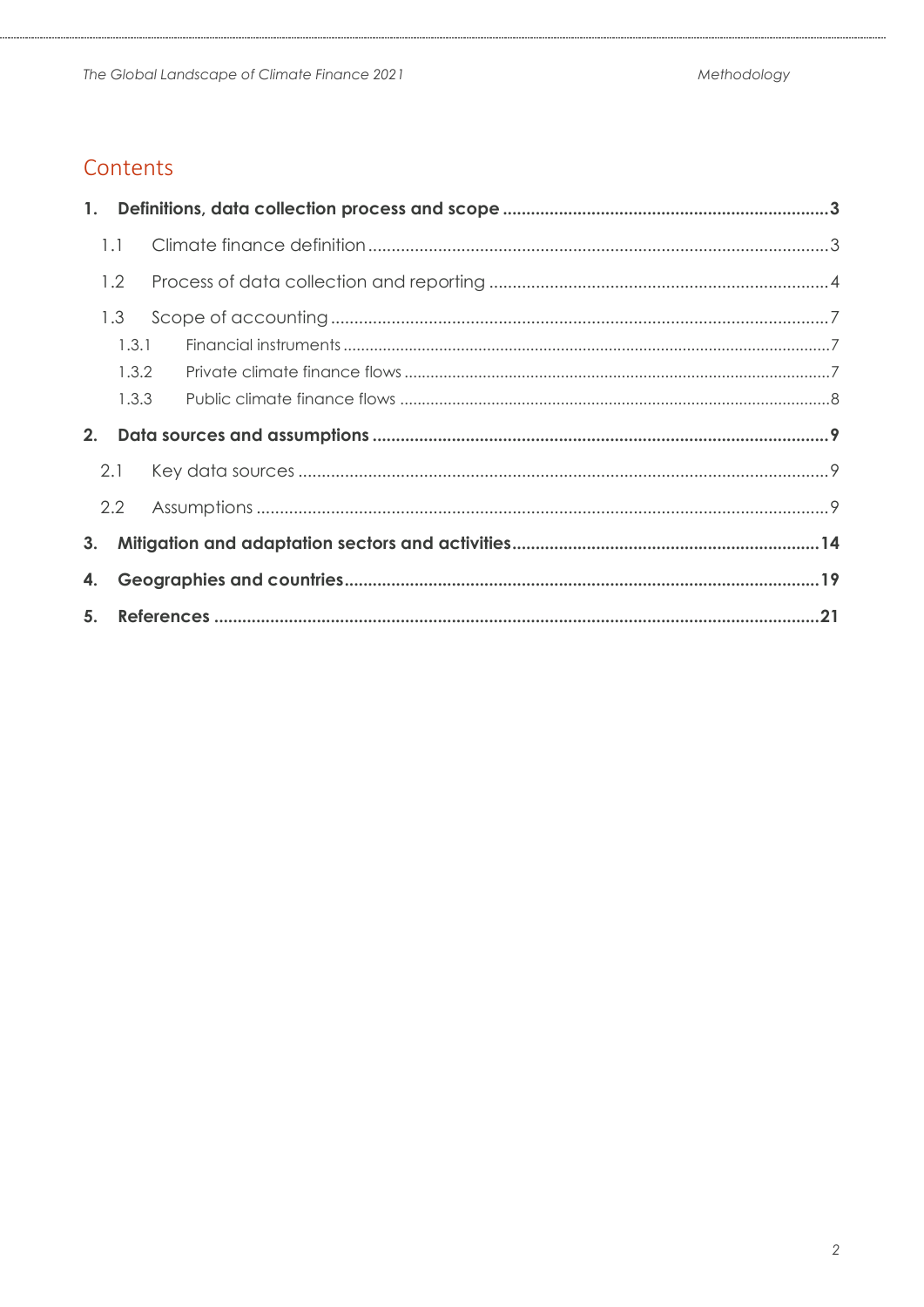# Contents

**1. Definitions, data collection process and scope ..... 3**

- 1.1 Climate finance definition ..... 3
- 1.2 Process of data collection and reporting ..... 4
- 1.3 Scope of accounting ..... 7
  - 1.3.1 Financial instruments ..... 7
  - 1.3.2 Private climate finance flows ..... 7
  - 1.3.3 Public climate finance flows ..... 8

**2. Data sources and assumptions ..... 9**

- 2.1 Key data sources ..... 9
- 2.2 Assumptions ..... 9

**3. Mitigation and adaptation sectors and activities ..... 14**

**4. Geographies and countries ..... 19**

**5. References ..... 21**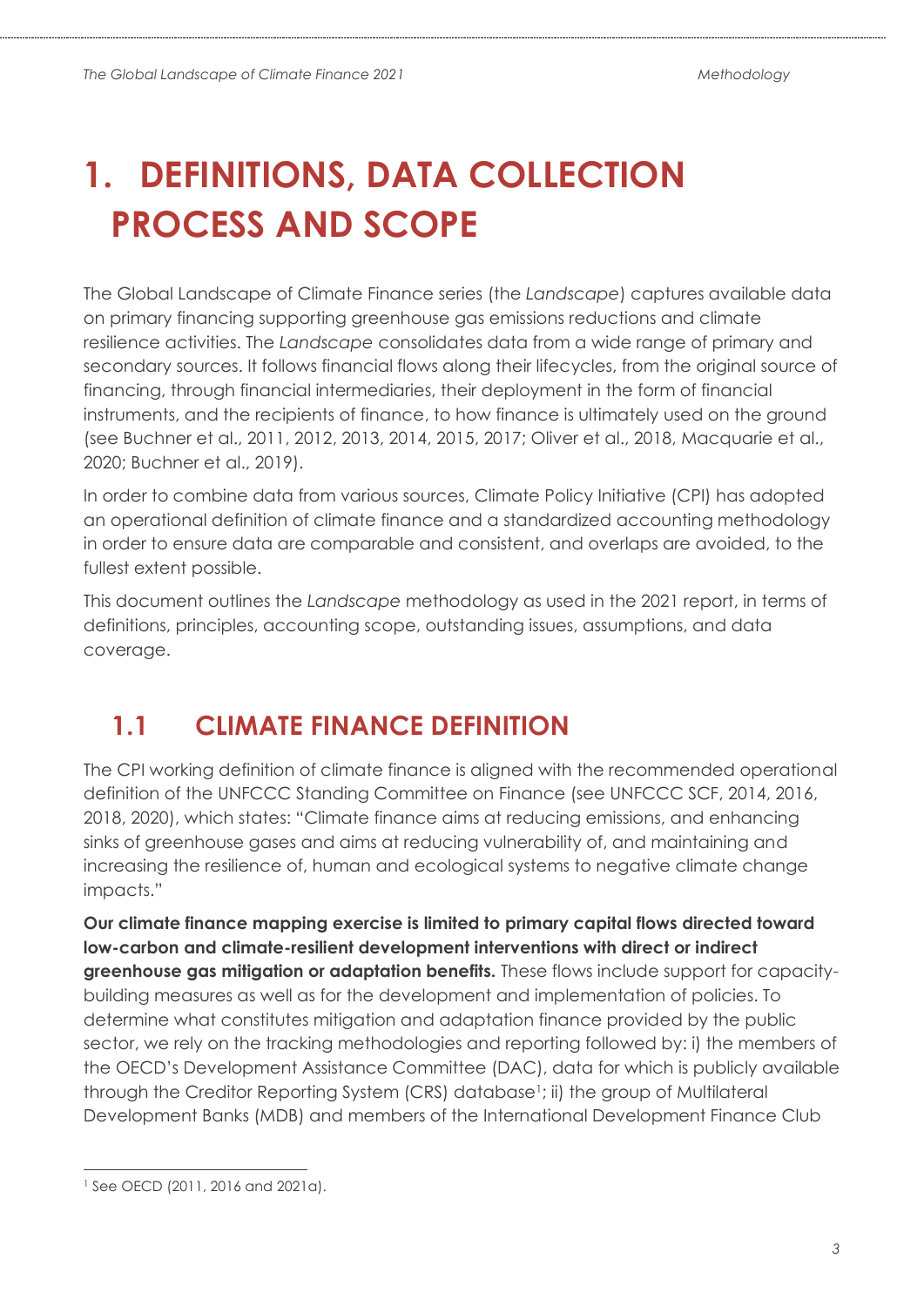# 1. DEFINITIONS, DATA COLLECTION PROCESS AND SCOPE

The Global Landscape of Climate Finance series (the *Landscape*) captures available data on primary financing supporting greenhouse gas emissions reductions and climate resilience activities. The *Landscape* consolidates data from a wide range of primary and secondary sources. It follows financial flows along their lifecycles, from the original source of financing, through financial intermediaries, their deployment in the form of financial instruments, and the recipients of finance, to how finance is ultimately used on the ground (see Buchner et al., 2011, 2012, 2013, 2014, 2015, 2017; Oliver et al., 2018, Macquarie et al., 2020; Buchner et al., 2019).

In order to combine data from various sources, Climate Policy Initiative (CPI) has adopted an operational definition of climate finance and a standardized accounting methodology in order to ensure data are comparable and consistent, and overlaps are avoided, to the fullest extent possible.

This document outlines the *Landscape* methodology as used in the 2021 report, in terms of definitions, principles, accounting scope, outstanding issues, assumptions, and data coverage.

## 1.1 CLIMATE FINANCE DEFINITION

The CPI working definition of climate finance is aligned with the recommended operational definition of the UNFCCC Standing Committee on Finance (see UNFCCC SCF, 2014, 2016, 2018, 2020), which states: "Climate finance aims at reducing emissions, and enhancing sinks of greenhouse gases and aims at reducing vulnerability of, and maintaining and increasing the resilience of, human and ecological systems to negative climate change impacts."

**Our climate finance mapping exercise is limited to primary capital flows directed toward low-carbon and climate-resilient development interventions with direct or indirect greenhouse gas mitigation or adaptation benefits.** These flows include support for capacity-building measures as well as for the development and implementation of policies. To determine what constitutes mitigation and adaptation finance provided by the public sector, we rely on the tracking methodologies and reporting followed by: i) the members of the OECD's Development Assistance Committee (DAC), data for which is publicly available through the Creditor Reporting System (CRS) database[1]; ii) the group of Multilateral Development Banks (MDB) and members of the International Development Finance Club

[1] See OECD (2011, 2016 and 2021a).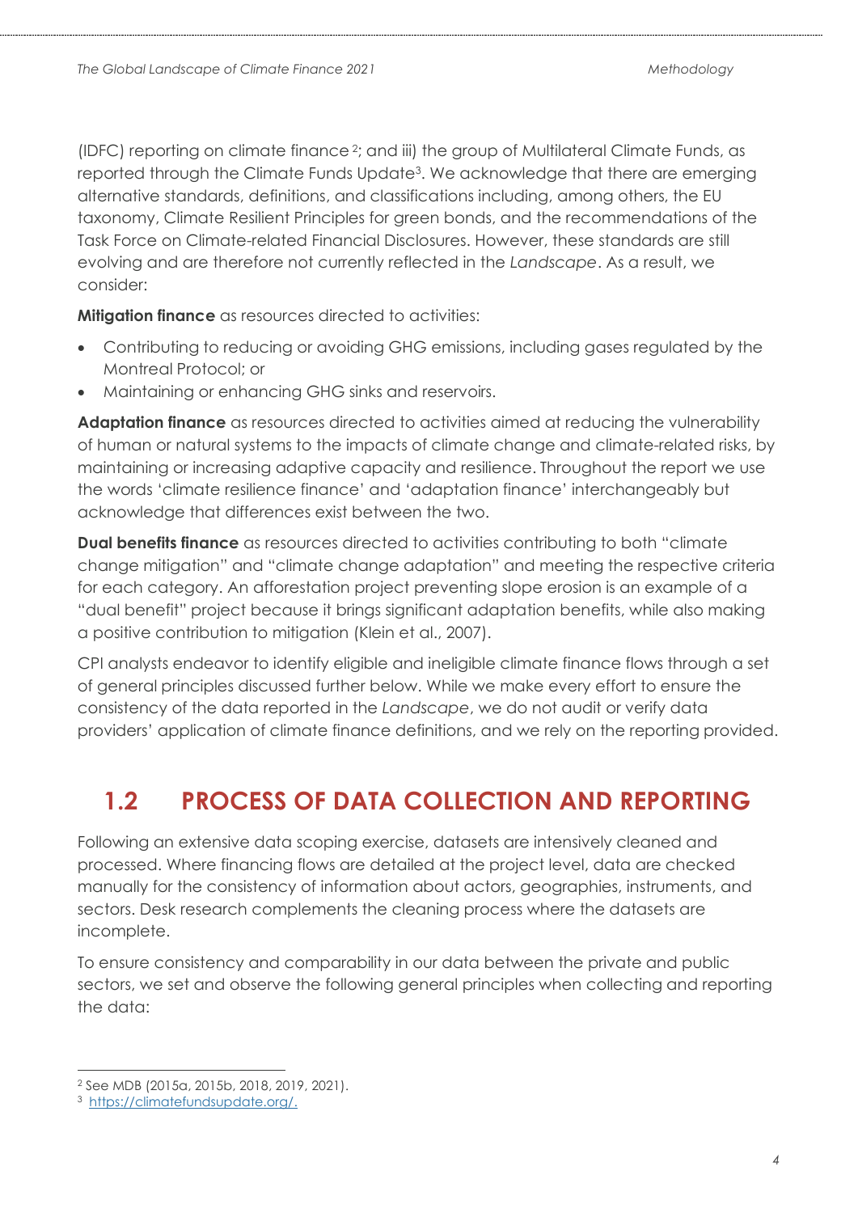(IDFC) reporting on climate finance[2]; and iii) the group of Multilateral Climate Funds, as reported through the Climate Funds Update[3]. We acknowledge that there are emerging alternative standards, definitions, and classifications including, among others, the EU taxonomy, Climate Resilient Principles for green bonds, and the recommendations of the Task Force on Climate-related Financial Disclosures. However, these standards are still evolving and are therefore not currently reflected in the *Landscape*. As a result, we consider:

**Mitigation finance** as resources directed to activities:

- Contributing to reducing or avoiding GHG emissions, including gases regulated by the Montreal Protocol; or
- Maintaining or enhancing GHG sinks and reservoirs.

**Adaptation finance** as resources directed to activities aimed at reducing the vulnerability of human or natural systems to the impacts of climate change and climate-related risks, by maintaining or increasing adaptive capacity and resilience. Throughout the report we use the words 'climate resilience finance' and 'adaptation finance' interchangeably but acknowledge that differences exist between the two.

**Dual benefits finance** as resources directed to activities contributing to both "climate change mitigation" and "climate change adaptation" and meeting the respective criteria for each category. An afforestation project preventing slope erosion is an example of a "dual benefit" project because it brings significant adaptation benefits, while also making a positive contribution to mitigation (Klein et al., 2007).

CPI analysts endeavor to identify eligible and ineligible climate finance flows through a set of general principles discussed further below. While we make every effort to ensure the consistency of the data reported in the *Landscape*, we do not audit or verify data providers' application of climate finance definitions, and we rely on the reporting provided.

## 1.2 PROCESS OF DATA COLLECTION AND REPORTING

Following an extensive data scoping exercise, datasets are intensively cleaned and processed. Where financing flows are detailed at the project level, data are checked manually for the consistency of information about actors, geographies, instruments, and sectors. Desk research complements the cleaning process where the datasets are incomplete.

To ensure consistency and comparability in our data between the private and public sectors, we set and observe the following general principles when collecting and reporting the data:

---

[2] See MDB (2015a, 2015b, 2018, 2019, 2021).

[3] https://climatefundsupdate.org/.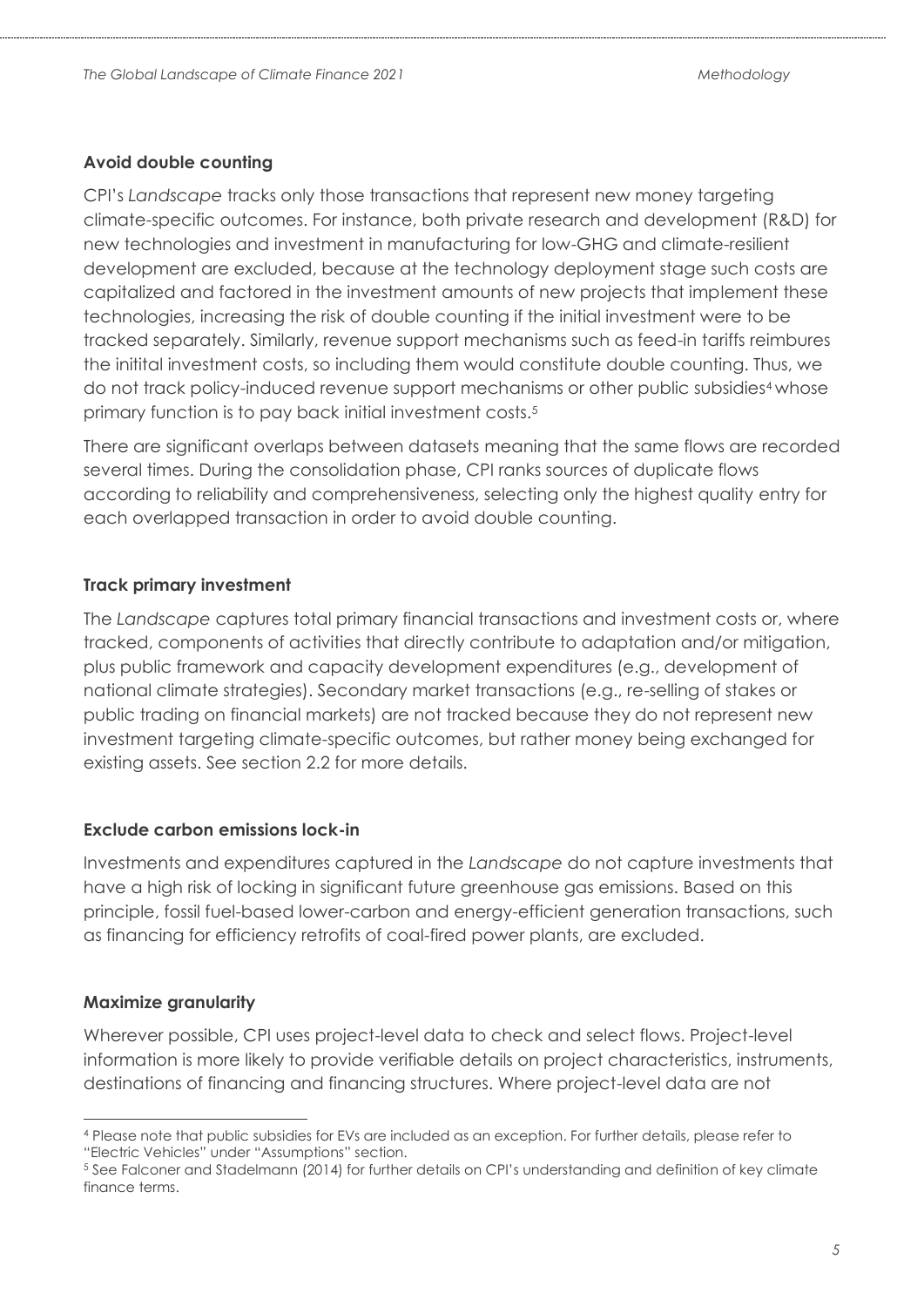### Avoid double counting

CPI's *Landscape* tracks only those transactions that represent new money targeting climate-specific outcomes. For instance, both private research and development (R&D) for new technologies and investment in manufacturing for low-GHG and climate-resilient development are excluded, because at the technology deployment stage such costs are capitalized and factored in the investment amounts of new projects that implement these technologies, increasing the risk of double counting if the initial investment were to be tracked separately. Similarly, revenue support mechanisms such as feed-in tariffs reimbures the initital investment costs, so including them would constitute double counting. Thus, we do not track policy-induced revenue support mechanisms or other public subsidies[4] whose primary function is to pay back initial investment costs.[5]

There are significant overlaps between datasets meaning that the same flows are recorded several times. During the consolidation phase, CPI ranks sources of duplicate flows according to reliability and comprehensiveness, selecting only the highest quality entry for each overlapped transaction in order to avoid double counting.

### Track primary investment

The *Landscape* captures total primary financial transactions and investment costs or, where tracked, components of activities that directly contribute to adaptation and/or mitigation, plus public framework and capacity development expenditures (e.g., development of national climate strategies). Secondary market transactions (e.g., re-selling of stakes or public trading on financial markets) are not tracked because they do not represent new investment targeting climate-specific outcomes, but rather money being exchanged for existing assets. See section 2.2 for more details.

### Exclude carbon emissions lock-in

Investments and expenditures captured in the *Landscape* do not capture investments that have a high risk of locking in significant future greenhouse gas emissions. Based on this principle, fossil fuel-based lower-carbon and energy-efficient generation transactions, such as financing for efficiency retrofits of coal-fired power plants, are excluded.

### Maximize granularity

Wherever possible, CPI uses project-level data to check and select flows. Project-level information is more likely to provide verifiable details on project characteristics, instruments, destinations of financing and financing structures. Where project-level data are not

---

[4] Please note that public subsidies for EVs are included as an exception. For further details, please refer to "Electric Vehicles" under "Assumptions" section.

[5] See Falconer and Stadelmann (2014) for further details on CPI's understanding and definition of key climate finance terms.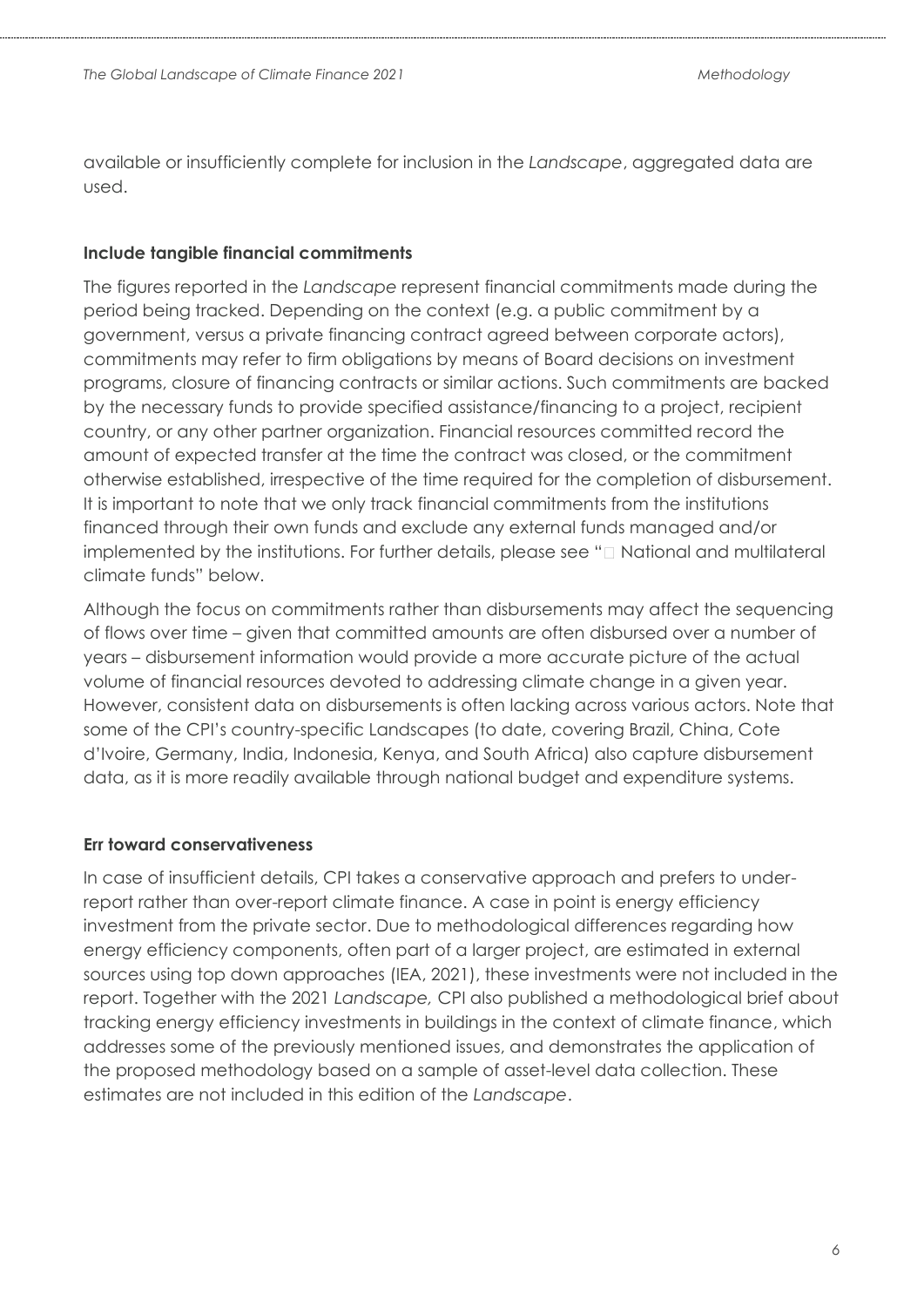available or insufficiently complete for inclusion in the *Landscape*, aggregated data are used.

**Include tangible financial commitments**

The figures reported in the *Landscape* represent financial commitments made during the period being tracked. Depending on the context (e.g. a public commitment by a government, versus a private financing contract agreed between corporate actors), commitments may refer to firm obligations by means of Board decisions on investment programs, closure of financing contracts or similar actions. Such commitments are backed by the necessary funds to provide specified assistance/financing to a project, recipient country, or any other partner organization. Financial resources committed record the amount of expected transfer at the time the contract was closed, or the commitment otherwise established, irrespective of the time required for the completion of disbursement. It is important to note that we only track financial commitments from the institutions financed through their own funds and exclude any external funds managed and/or implemented by the institutions. For further details, please see " National and multilateral climate funds" below.

Although the focus on commitments rather than disbursements may affect the sequencing of flows over time – given that committed amounts are often disbursed over a number of years – disbursement information would provide a more accurate picture of the actual volume of financial resources devoted to addressing climate change in a given year. However, consistent data on disbursements is often lacking across various actors. Note that some of the CPI's country-specific Landscapes (to date, covering Brazil, China, Cote d'Ivoire, Germany, India, Indonesia, Kenya, and South Africa) also capture disbursement data, as it is more readily available through national budget and expenditure systems.

**Err toward conservativeness**

In case of insufficient details, CPI takes a conservative approach and prefers to under-report rather than over-report climate finance. A case in point is energy efficiency investment from the private sector. Due to methodological differences regarding how energy efficiency components, often part of a larger project, are estimated in external sources using top down approaches (IEA, 2021), these investments were not included in the report. Together with the 2021 *Landscape,* CPI also published a methodological brief about tracking energy efficiency investments in buildings in the context of climate finance, which addresses some of the previously mentioned issues, and demonstrates the application of the proposed methodology based on a sample of asset-level data collection. These estimates are not included in this edition of the *Landscape*.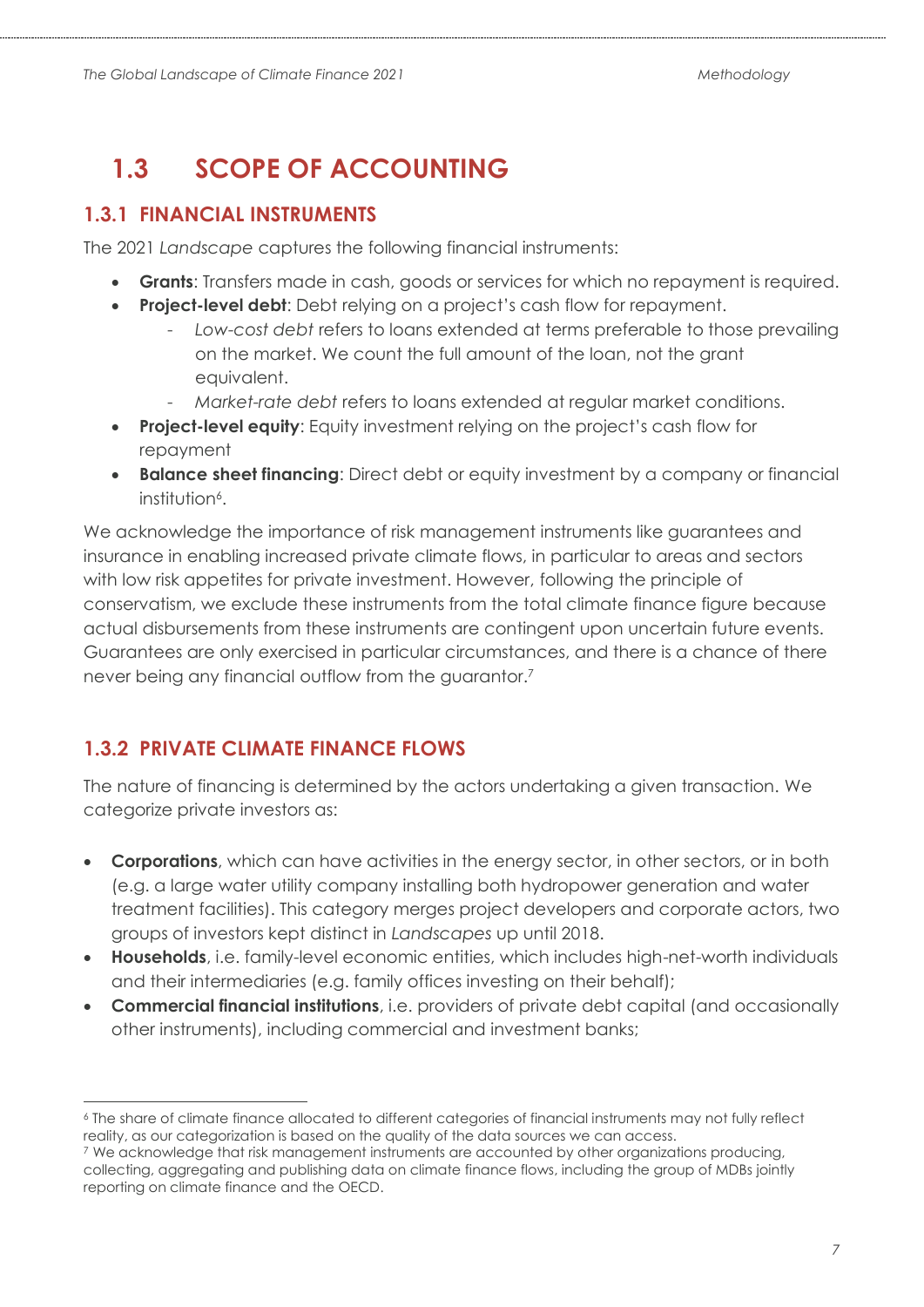# 1.3 SCOPE OF ACCOUNTING

## 1.3.1 FINANCIAL INSTRUMENTS

The 2021 *Landscape* captures the following financial instruments:

- **Grants**: Transfers made in cash, goods or services for which no repayment is required.
- **Project-level debt**: Debt relying on a project's cash flow for repayment.
  - *Low-cost debt* refers to loans extended at terms preferable to those prevailing on the market. We count the full amount of the loan, not the grant equivalent.
  - *Market-rate debt* refers to loans extended at regular market conditions.
- **Project-level equity**: Equity investment relying on the project's cash flow for repayment
- **Balance sheet financing**: Direct debt or equity investment by a company or financial institution[6].

We acknowledge the importance of risk management instruments like guarantees and insurance in enabling increased private climate flows, in particular to areas and sectors with low risk appetites for private investment. However, following the principle of conservatism, we exclude these instruments from the total climate finance figure because actual disbursements from these instruments are contingent upon uncertain future events. Guarantees are only exercised in particular circumstances, and there is a chance of there never being any financial outflow from the guarantor.[7]

## 1.3.2 PRIVATE CLIMATE FINANCE FLOWS

The nature of financing is determined by the actors undertaking a given transaction. We categorize private investors as:

- **Corporations**, which can have activities in the energy sector, in other sectors, or in both (e.g. a large water utility company installing both hydropower generation and water treatment facilities). This category merges project developers and corporate actors, two groups of investors kept distinct in *Landscapes* up until 2018.
- **Households**, i.e. family-level economic entities, which includes high-net-worth individuals and their intermediaries (e.g. family offices investing on their behalf);
- **Commercial financial institutions**, i.e. providers of private debt capital (and occasionally other instruments), including commercial and investment banks;

[6] The share of climate finance allocated to different categories of financial instruments may not fully reflect reality, as our categorization is based on the quality of the data sources we can access.

[7] We acknowledge that risk management instruments are accounted by other organizations producing, collecting, aggregating and publishing data on climate finance flows, including the group of MDBs jointly reporting on climate finance and the OECD.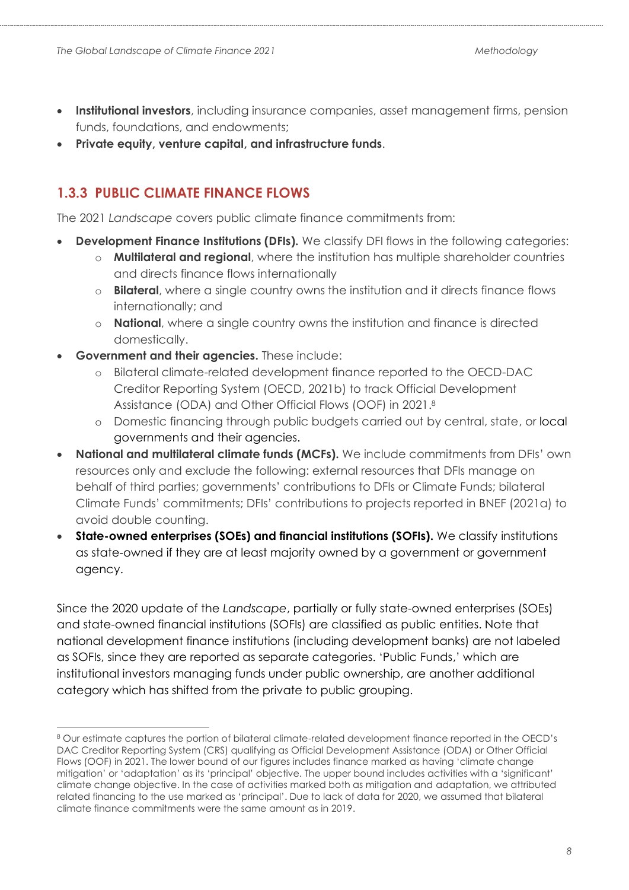- **Institutional investors**, including insurance companies, asset management firms, pension funds, foundations, and endowments;
- **Private equity, venture capital, and infrastructure funds**.

### 1.3.3 PUBLIC CLIMATE FINANCE FLOWS

The 2021 *Landscape* covers public climate finance commitments from:

- **Development Finance Institutions (DFIs).** We classify DFI flows in the following categories:
  - **Multilateral and regional**, where the institution has multiple shareholder countries and directs finance flows internationally
  - **Bilateral**, where a single country owns the institution and it directs finance flows internationally; and
  - **National**, where a single country owns the institution and finance is directed domestically.
- **Government and their agencies.** These include:
  - Bilateral climate-related development finance reported to the OECD-DAC Creditor Reporting System (OECD, 2021b) to track Official Development Assistance (ODA) and Other Official Flows (OOF) in 2021.[8]
  - Domestic financing through public budgets carried out by central, state, or local governments and their agencies.
- **National and multilateral climate funds (MCFs).** We include commitments from DFIs' own resources only and exclude the following: external resources that DFIs manage on behalf of third parties; governments' contributions to DFIs or Climate Funds; bilateral Climate Funds' commitments; DFIs' contributions to projects reported in BNEF (2021a) to avoid double counting.
- **State-owned enterprises (SOEs) and financial institutions (SOFIs).** We classify institutions as state-owned if they are at least majority owned by a government or government agency.

Since the 2020 update of the *Landscape*, partially or fully state-owned enterprises (SOEs) and state-owned financial institutions (SOFIs) are classified as public entities. Note that national development finance institutions (including development banks) are not labeled as SOFIs, since they are reported as separate categories. 'Public Funds,' which are institutional investors managing funds under public ownership, are another additional category which has shifted from the private to public grouping.

---

[8] Our estimate captures the portion of bilateral climate-related development finance reported in the OECD's DAC Creditor Reporting System (CRS) qualifying as Official Development Assistance (ODA) or Other Official Flows (OOF) in 2021. The lower bound of our figures includes finance marked as having 'climate change mitigation' or 'adaptation' as its 'principal' objective. The upper bound includes activities with a 'significant' climate change objective. In the case of activities marked both as mitigation and adaptation, we attributed related financing to the use marked as 'principal'. Due to lack of data for 2020, we assumed that bilateral climate finance commitments were the same amount as in 2019.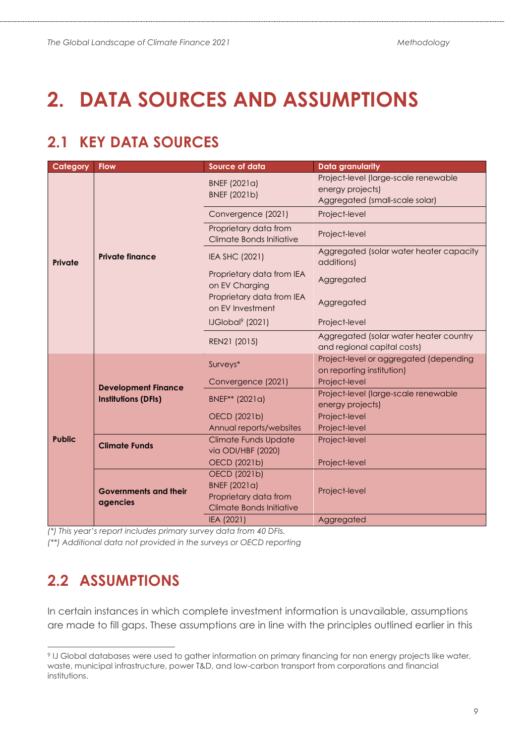# 2. DATA SOURCES AND ASSUMPTIONS

## 2.1 KEY DATA SOURCES

| Category | Flow | Source of data | Data granularity |
|---|---|---|---|
| Private | Private finance | BNEF (2021a)<br>BNEF (2021b) | Project-level (large-scale renewable energy projects)<br>Aggregated (small-scale solar) |
| | | Convergence (2021) | Project-level |
| | | Proprietary data from Climate Bonds Initiative | Project-level |
| | | IEA SHC (2021) | Aggregated (solar water heater capacity additions) |
| | | Proprietary data from IEA on EV Charging | Aggregated |
| | | Proprietary data from IEA on EV Investment | Aggregated |
| | | IJGlobal[9] (2021) | Project-level |
| | | REN21 (2015) | Aggregated (solar water heater country and regional capital costs) |
| Public | Development Finance Institutions (DFIs) | Surveys* | Project-level or aggregated (depending on reporting institution) |
| | | Convergence (2021) | Project-level |
| | | BNEF** (2021a) | Project-level (large-scale renewable energy projects) |
| | | OECD (2021b) | Project-level |
| | | Annual reports/websites | Project-level |
| | Climate Funds | Climate Funds Update via ODI/HBF (2020) | Project-level |
| | | OECD (2021b) | Project-level |
| | Governments and their agencies | OECD (2021b)<br>BNEF (2021a)<br>Proprietary data from Climate Bonds Initiative | Project-level |
| | | IEA (2021) | Aggregated |

*(\*) This year's report includes primary survey data from 40 DFIs.*
*(\*\*) Additional data not provided in the surveys or OECD reporting*

## 2.2 ASSUMPTIONS

In certain instances in which complete investment information is unavailable, assumptions are made to fill gaps. These assumptions are in line with the principles outlined earlier in this

[9] IJ Global databases were used to gather information on primary financing for non energy projects like water, waste, municipal infrastructure, power T&D, and low-carbon transport from corporations and financial institutions.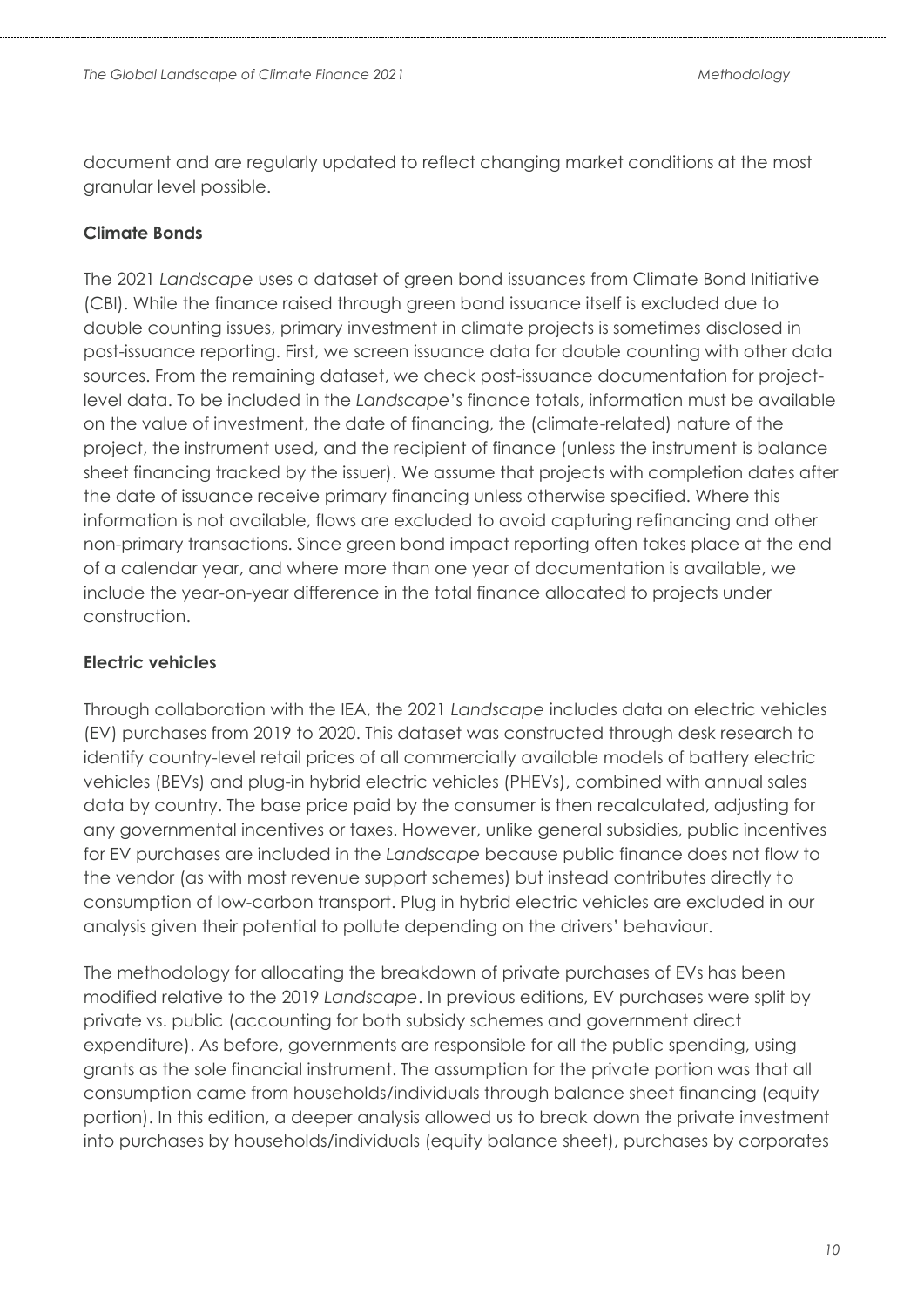document and are regularly updated to reflect changing market conditions at the most granular level possible.

**Climate Bonds**

The 2021 *Landscape* uses a dataset of green bond issuances from Climate Bond Initiative (CBI). While the finance raised through green bond issuance itself is excluded due to double counting issues, primary investment in climate projects is sometimes disclosed in post-issuance reporting. First, we screen issuance data for double counting with other data sources. From the remaining dataset, we check post-issuance documentation for project-level data. To be included in the *Landscape*'s finance totals, information must be available on the value of investment, the date of financing, the (climate-related) nature of the project, the instrument used, and the recipient of finance (unless the instrument is balance sheet financing tracked by the issuer). We assume that projects with completion dates after the date of issuance receive primary financing unless otherwise specified. Where this information is not available, flows are excluded to avoid capturing refinancing and other non-primary transactions. Since green bond impact reporting often takes place at the end of a calendar year, and where more than one year of documentation is available, we include the year-on-year difference in the total finance allocated to projects under construction.

**Electric vehicles**

Through collaboration with the IEA, the 2021 *Landscape* includes data on electric vehicles (EV) purchases from 2019 to 2020. This dataset was constructed through desk research to identify country-level retail prices of all commercially available models of battery electric vehicles (BEVs) and plug-in hybrid electric vehicles (PHEVs), combined with annual sales data by country. The base price paid by the consumer is then recalculated, adjusting for any governmental incentives or taxes. However, unlike general subsidies, public incentives for EV purchases are included in the *Landscape* because public finance does not flow to the vendor (as with most revenue support schemes) but instead contributes directly to consumption of low-carbon transport. Plug in hybrid electric vehicles are excluded in our analysis given their potential to pollute depending on the drivers' behaviour.

The methodology for allocating the breakdown of private purchases of EVs has been modified relative to the 2019 *Landscape*. In previous editions, EV purchases were split by private vs. public (accounting for both subsidy schemes and government direct expenditure). As before, governments are responsible for all the public spending, using grants as the sole financial instrument. The assumption for the private portion was that all consumption came from households/individuals through balance sheet financing (equity portion). In this edition, a deeper analysis allowed us to break down the private investment into purchases by households/individuals (equity balance sheet), purchases by corporates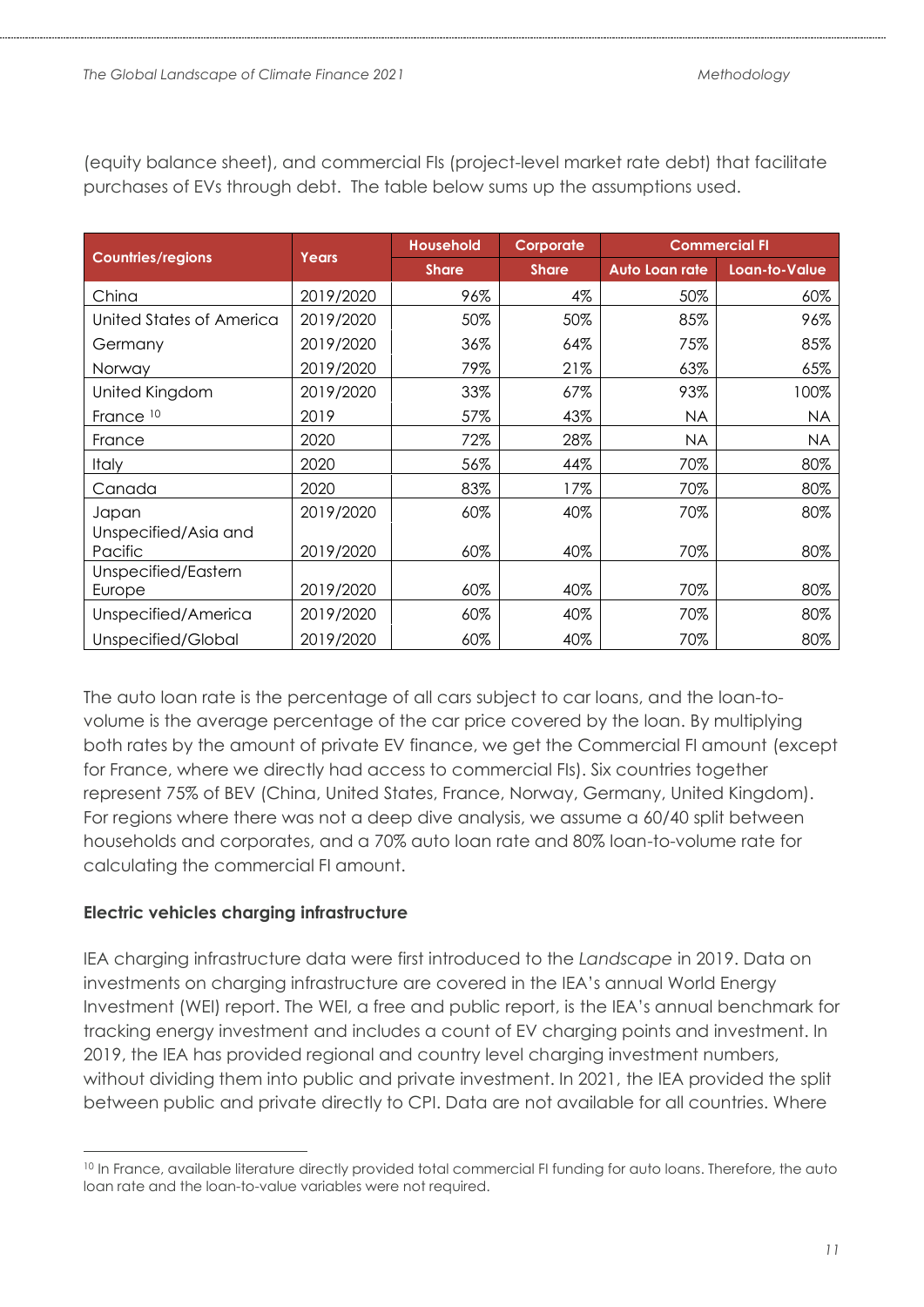(equity balance sheet), and commercial FIs (project-level market rate debt) that facilitate purchases of EVs through debt. The table below sums up the assumptions used.

| Countries/regions | Years | Household | Corporate | Commercial FI | |
|---|---|---|---|---|---|
| | | Share | Share | Auto Loan rate | Loan-to-Value |
| China | 2019/2020 | 96% | 4% | 50% | 60% |
| United States of America | 2019/2020 | 50% | 50% | 85% | 96% |
| Germany | 2019/2020 | 36% | 64% | 75% | 85% |
| Norway | 2019/2020 | 79% | 21% | 63% | 65% |
| United Kingdom | 2019/2020 | 33% | 67% | 93% | 100% |
| France [10] | 2019 | 57% | 43% | NA | NA |
| France | 2020 | 72% | 28% | NA | NA |
| Italy | 2020 | 56% | 44% | 70% | 80% |
| Canada | 2020 | 83% | 17% | 70% | 80% |
| Japan | 2019/2020 | 60% | 40% | 70% | 80% |
| Unspecified/Asia and Pacific | 2019/2020 | 60% | 40% | 70% | 80% |
| Unspecified/Eastern Europe | 2019/2020 | 60% | 40% | 70% | 80% |
| Unspecified/America | 2019/2020 | 60% | 40% | 70% | 80% |
| Unspecified/Global | 2019/2020 | 60% | 40% | 70% | 80% |

The auto loan rate is the percentage of all cars subject to car loans, and the loan-to-volume is the average percentage of the car price covered by the loan. By multiplying both rates by the amount of private EV finance, we get the Commercial FI amount (except for France, where we directly had access to commercial FIs). Six countries together represent 75% of BEV (China, United States, France, Norway, Germany, United Kingdom). For regions where there was not a deep dive analysis, we assume a 60/40 split between households and corporates, and a 70% auto loan rate and 80% loan-to-volume rate for calculating the commercial FI amount.

**Electric vehicles charging infrastructure**

IEA charging infrastructure data were first introduced to the *Landscape* in 2019. Data on investments on charging infrastructure are covered in the IEA's annual World Energy Investment (WEI) report. The WEI, a free and public report, is the IEA's annual benchmark for tracking energy investment and includes a count of EV charging points and investment. In 2019, the IEA has provided regional and country level charging investment numbers, without dividing them into public and private investment. In 2021, the IEA provided the split between public and private directly to CPI. Data are not available for all countries. Where

[10] In France, available literature directly provided total commercial FI funding for auto loans. Therefore, the auto loan rate and the loan-to-value variables were not required.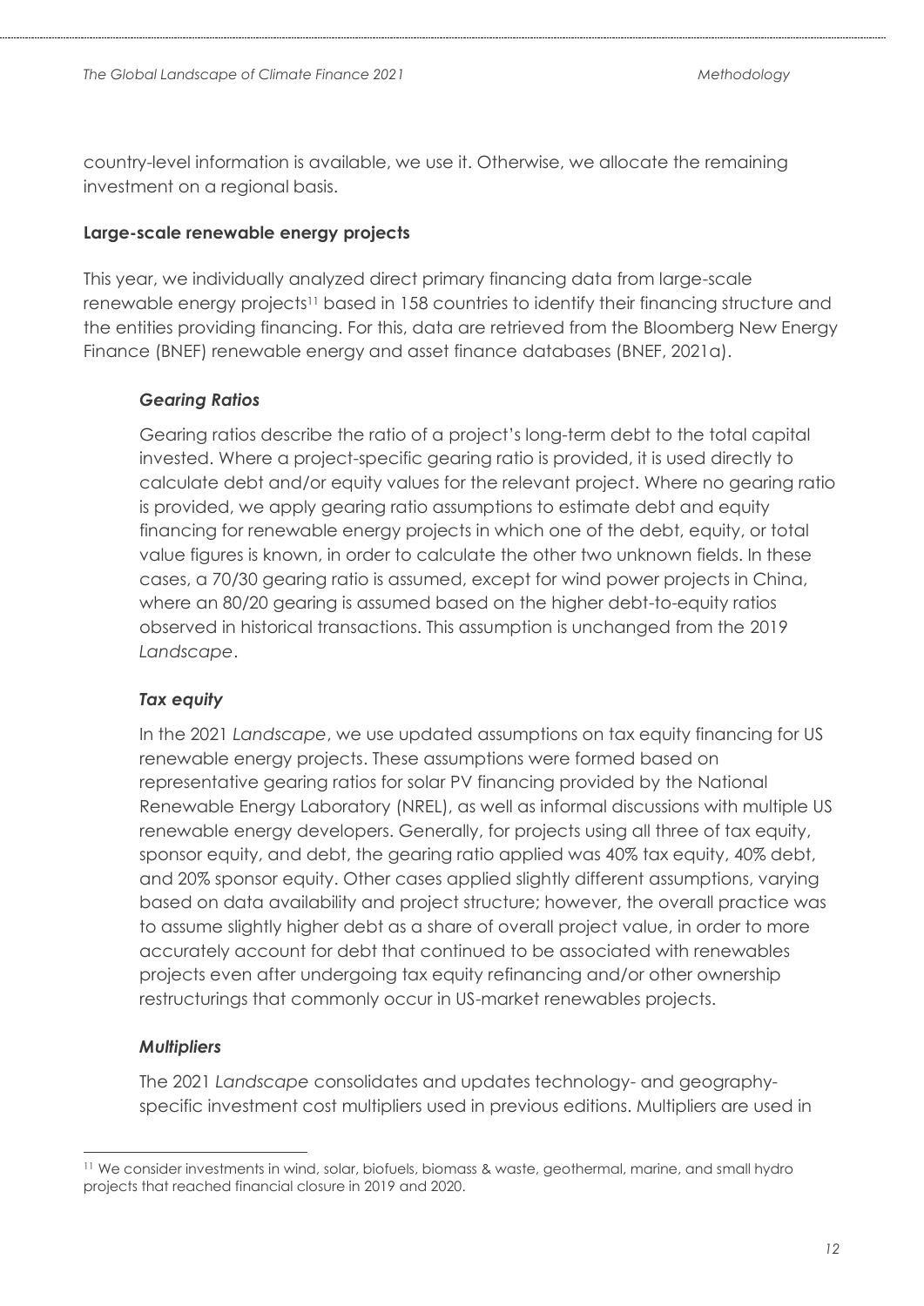country-level information is available, we use it. Otherwise, we allocate the remaining investment on a regional basis.

**Large-scale renewable energy projects**

This year, we individually analyzed direct primary financing data from large-scale renewable energy projects[11] based in 158 countries to identify their financing structure and the entities providing financing. For this, data are retrieved from the Bloomberg New Energy Finance (BNEF) renewable energy and asset finance databases (BNEF, 2021a).

***Gearing Ratios***

Gearing ratios describe the ratio of a project's long-term debt to the total capital invested. Where a project-specific gearing ratio is provided, it is used directly to calculate debt and/or equity values for the relevant project. Where no gearing ratio is provided, we apply gearing ratio assumptions to estimate debt and equity financing for renewable energy projects in which one of the debt, equity, or total value figures is known, in order to calculate the other two unknown fields. In these cases, a 70/30 gearing ratio is assumed, except for wind power projects in China, where an 80/20 gearing is assumed based on the higher debt-to-equity ratios observed in historical transactions. This assumption is unchanged from the 2019 *Landscape*.

***Tax equity***

In the 2021 *Landscape*, we use updated assumptions on tax equity financing for US renewable energy projects. These assumptions were formed based on representative gearing ratios for solar PV financing provided by the National Renewable Energy Laboratory (NREL), as well as informal discussions with multiple US renewable energy developers. Generally, for projects using all three of tax equity, sponsor equity, and debt, the gearing ratio applied was 40% tax equity, 40% debt, and 20% sponsor equity. Other cases applied slightly different assumptions, varying based on data availability and project structure; however, the overall practice was to assume slightly higher debt as a share of overall project value, in order to more accurately account for debt that continued to be associated with renewables projects even after undergoing tax equity refinancing and/or other ownership restructurings that commonly occur in US-market renewables projects.

***Multipliers***

The 2021 *Landscape* consolidates and updates technology- and geography-specific investment cost multipliers used in previous editions. Multipliers are used in

[11] We consider investments in wind, solar, biofuels, biomass & waste, geothermal, marine, and small hydro projects that reached financial closure in 2019 and 2020.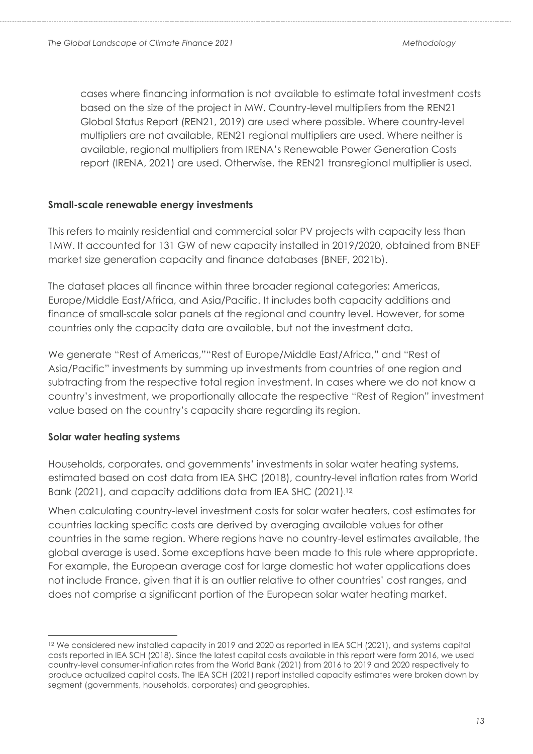cases where financing information is not available to estimate total investment costs based on the size of the project in MW. Country-level multipliers from the REN21 Global Status Report (REN21, 2019) are used where possible. Where country-level multipliers are not available, REN21 regional multipliers are used. Where neither is available, regional multipliers from IRENA's Renewable Power Generation Costs report (IRENA, 2021) are used. Otherwise, the REN21 transregional multiplier is used.

**Small-scale renewable energy investments**

This refers to mainly residential and commercial solar PV projects with capacity less than 1MW. It accounted for 131 GW of new capacity installed in 2019/2020, obtained from BNEF market size generation capacity and finance databases (BNEF, 2021b).

The dataset places all finance within three broader regional categories: Americas, Europe/Middle East/Africa, and Asia/Pacific. It includes both capacity additions and finance of small-scale solar panels at the regional and country level. However, for some countries only the capacity data are available, but not the investment data.

We generate "Rest of Americas,""Rest of Europe/Middle East/Africa," and "Rest of Asia/Pacific" investments by summing up investments from countries of one region and subtracting from the respective total region investment. In cases where we do not know a country's investment, we proportionally allocate the respective "Rest of Region" investment value based on the country's capacity share regarding its region.

**Solar water heating systems**

Households, corporates, and governments' investments in solar water heating systems, estimated based on cost data from IEA SHC (2018), country-level inflation rates from World Bank (2021), and capacity additions data from IEA SHC (2021).[12]

When calculating country-level investment costs for solar water heaters, cost estimates for countries lacking specific costs are derived by averaging available values for other countries in the same region. Where regions have no country-level estimates available, the global average is used. Some exceptions have been made to this rule where appropriate. For example, the European average cost for large domestic hot water applications does not include France, given that it is an outlier relative to other countries' cost ranges, and does not comprise a significant portion of the European solar water heating market.

---

[12] We considered new installed capacity in 2019 and 2020 as reported in IEA SCH (2021), and systems capital costs reported in IEA SCH (2018). Since the latest capital costs available in this report were form 2016, we used country-level consumer-inflation rates from the World Bank (2021) from 2016 to 2019 and 2020 respectively to produce actualized capital costs. The IEA SCH (2021) report installed capacity estimates were broken down by segment (governments, households, corporates) and geographies.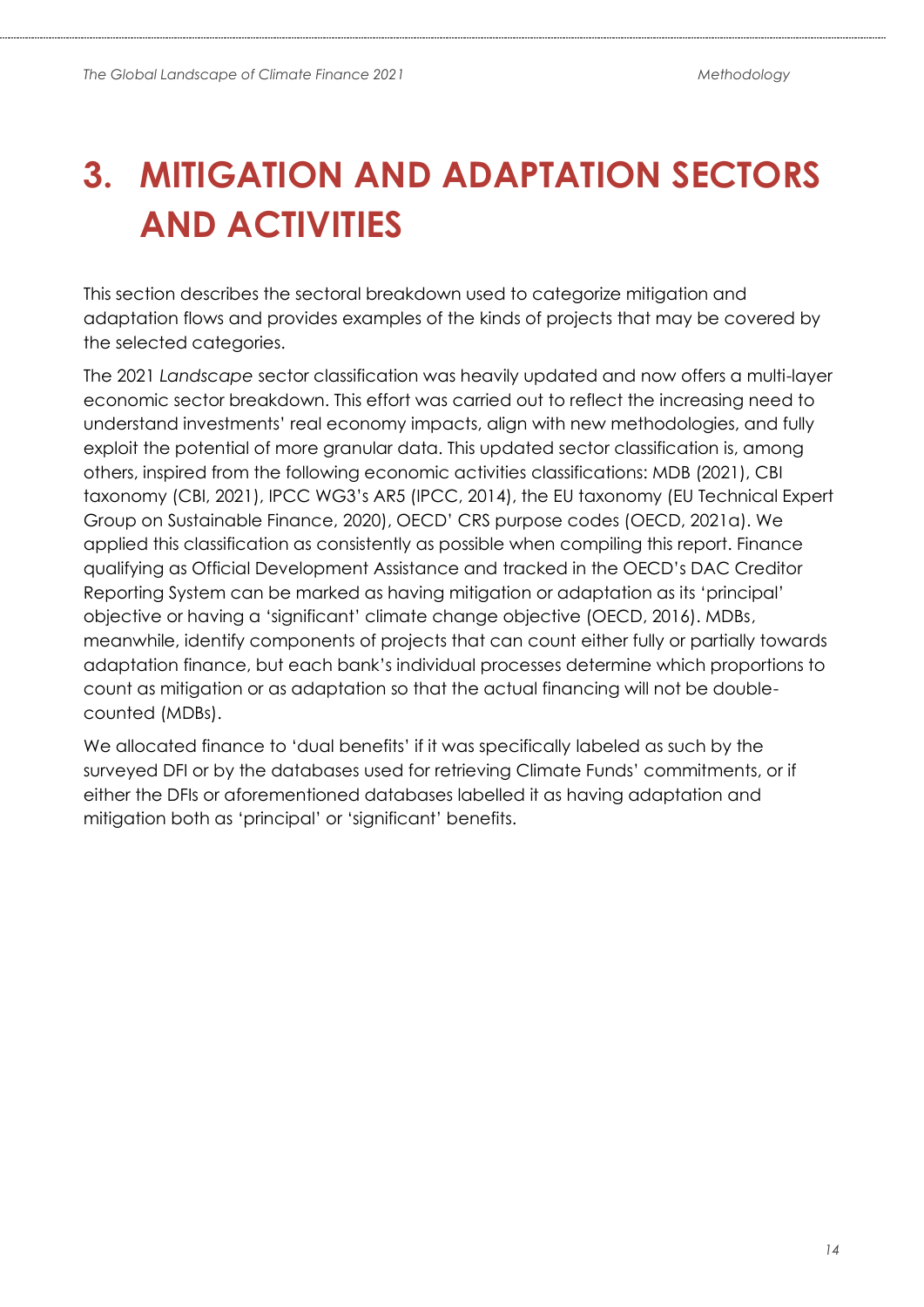# 3. MITIGATION AND ADAPTATION SECTORS AND ACTIVITIES

This section describes the sectoral breakdown used to categorize mitigation and adaptation flows and provides examples of the kinds of projects that may be covered by the selected categories.

The 2021 *Landscape* sector classification was heavily updated and now offers a multi-layer economic sector breakdown. This effort was carried out to reflect the increasing need to understand investments' real economy impacts, align with new methodologies, and fully exploit the potential of more granular data. This updated sector classification is, among others, inspired from the following economic activities classifications: MDB (2021), CBI taxonomy (CBI, 2021), IPCC WG3's AR5 (IPCC, 2014), the EU taxonomy (EU Technical Expert Group on Sustainable Finance, 2020), OECD' CRS purpose codes (OECD, 2021a). We applied this classification as consistently as possible when compiling this report. Finance qualifying as Official Development Assistance and tracked in the OECD's DAC Creditor Reporting System can be marked as having mitigation or adaptation as its 'principal' objective or having a 'significant' climate change objective (OECD, 2016). MDBs, meanwhile, identify components of projects that can count either fully or partially towards adaptation finance, but each bank's individual processes determine which proportions to count as mitigation or as adaptation so that the actual financing will not be double-counted (MDBs).

We allocated finance to 'dual benefits' if it was specifically labeled as such by the surveyed DFI or by the databases used for retrieving Climate Funds' commitments, or if either the DFIs or aforementioned databases labelled it as having adaptation and mitigation both as 'principal' or 'significant' benefits.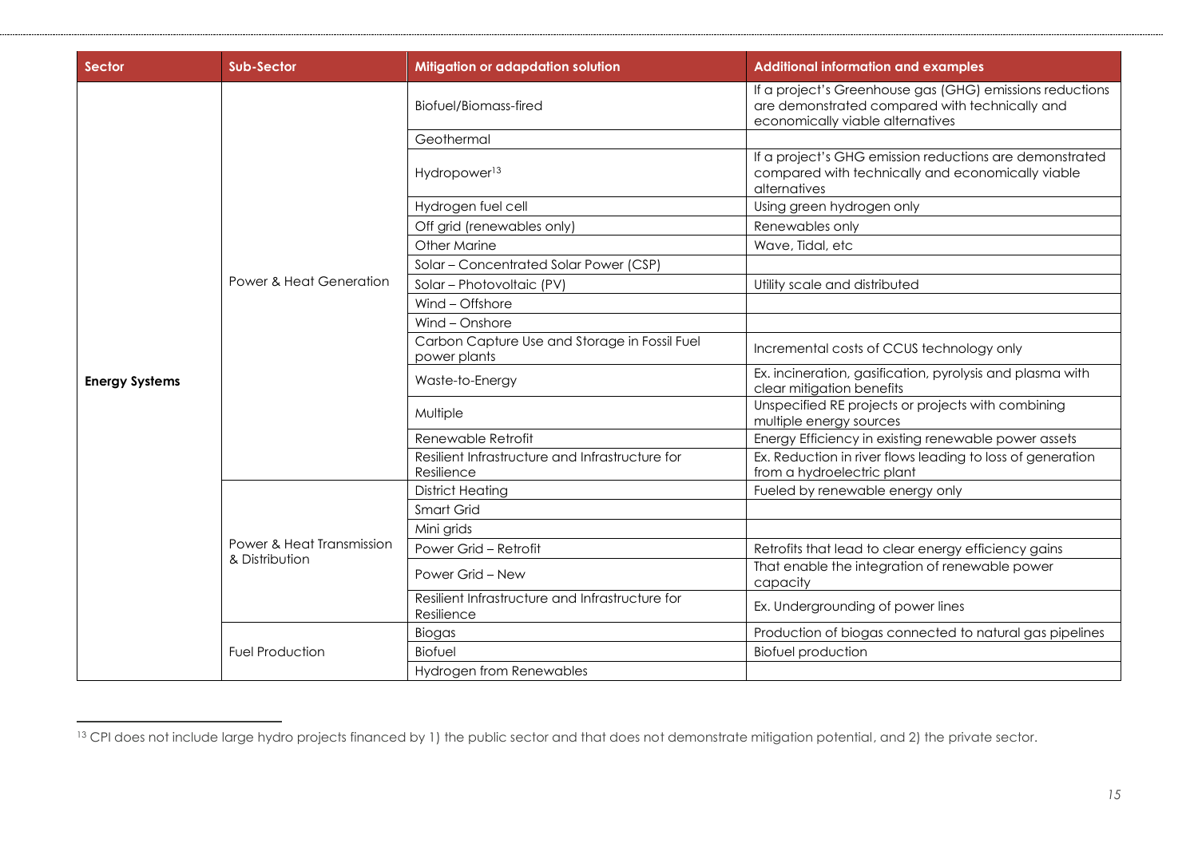| Sector | Sub-Sector | Mitigation or adapdation solution | Additional information and examples |
|---|---|---|---|
| Energy Systems | Power & Heat Generation | Biofuel/Biomass-fired | If a project's Greenhouse gas (GHG) emissions reductions are demonstrated compared with technically and economically viable alternatives |
| | | Geothermal | |
| | | Hydropower[13] | If a project's GHG emission reductions are demonstrated compared with technically and economically viable alternatives |
| | | Hydrogen fuel cell | Using green hydrogen only |
| | | Off grid (renewables only) | Renewables only |
| | | Other Marine | Wave, Tidal, etc |
| | | Solar – Concentrated Solar Power (CSP) | |
| | | Solar – Photovoltaic (PV) | Utility scale and distributed |
| | | Wind – Offshore | |
| | | Wind – Onshore | |
| | | Carbon Capture Use and Storage in Fossil Fuel power plants | Incremental costs of CCUS technology only |
| | | Waste-to-Energy | Ex. incineration, gasification, pyrolysis and plasma with clear mitigation benefits |
| | | Multiple | Unspecified RE projects or projects with combining multiple energy sources |
| | | Renewable Retrofit | Energy Efficiency in existing renewable power assets |
| | | Resilient Infrastructure and Infrastructure for Resilience | Ex. Reduction in river flows leading to loss of generation from a hydroelectric plant |
| | Power & Heat Transmission & Distribution | District Heating | Fueled by renewable energy only |
| | | Smart Grid | |
| | | Mini grids | |
| | | Power Grid – Retrofit | Retrofits that lead to clear energy efficiency gains |
| | | Power Grid – New | That enable the integration of renewable power capacity |
| | | Resilient Infrastructure and Infrastructure for Resilience | Ex. Undergrounding of power lines |
| | Fuel Production | Biogas | Production of biogas connected to natural gas pipelines |
| | | Biofuel | Biofuel production |
| | | Hydrogen from Renewables | |

[13] CPI does not include large hydro projects financed by 1) the public sector and that does not demonstrate mitigation potential, and 2) the private sector.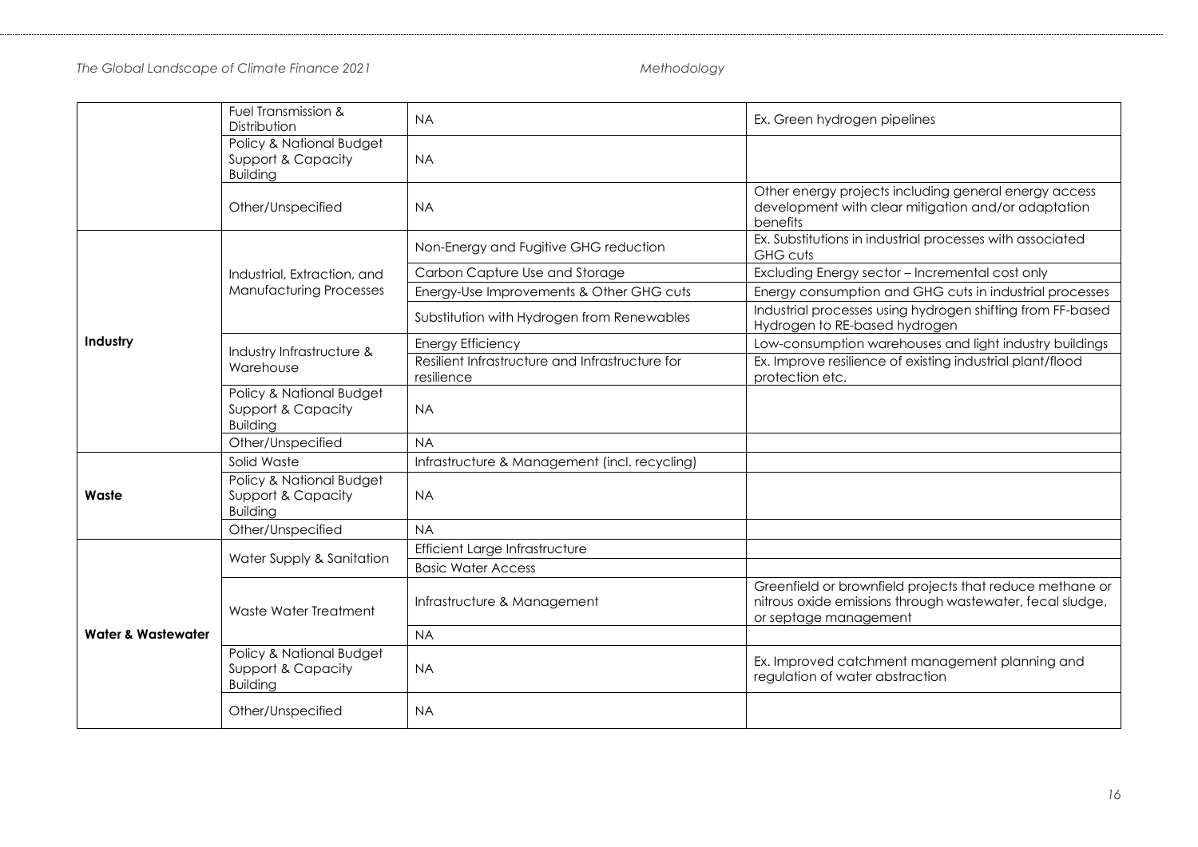| | | | |
|---|---|---|---|
| | Fuel Transmission & Distribution | NA | Ex. Green hydrogen pipelines |
| | Policy & National Budget Support & Capacity Building | NA | |
| | Other/Unspecified | NA | Other energy projects including general energy access development with clear mitigation and/or adaptation benefits |
| **Industry** | Industrial, Extraction, and Manufacturing Processes | Non-Energy and Fugitive GHG reduction | Ex. Substitutions in industrial processes with associated GHG cuts |
| | | Carbon Capture Use and Storage | Excluding Energy sector – Incremental cost only |
| | | Energy-Use Improvements & Other GHG cuts | Energy consumption and GHG cuts in industrial processes |
| | | Substitution with Hydrogen from Renewables | Industrial processes using hydrogen shifting from FF-based Hydrogen to RE-based hydrogen |
| | Industry Infrastructure & Warehouse | Energy Efficiency | Low-consumption warehouses and light industry buildings |
| | | Resilient Infrastructure and Infrastructure for resilience | Ex. Improve resilience of existing industrial plant/flood protection etc. |
| | Policy & National Budget Support & Capacity Building | NA | |
| | Other/Unspecified | NA | |
| **Waste** | Solid Waste | Infrastructure & Management (incl. recycling) | |
| | Policy & National Budget Support & Capacity Building | NA | |
| | Other/Unspecified | NA | |
| **Water & Wastewater** | Water Supply & Sanitation | Efficient Large Infrastructure | |
| | | Basic Water Access | |
| | Waste Water Treatment | Infrastructure & Management | Greenfield or brownfield projects that reduce methane or nitrous oxide emissions through wastewater, fecal sludge, or septage management |
| | | NA | |
| | Policy & National Budget Support & Capacity Building | NA | Ex. Improved catchment management planning and regulation of water abstraction |
| | Other/Unspecified | NA | |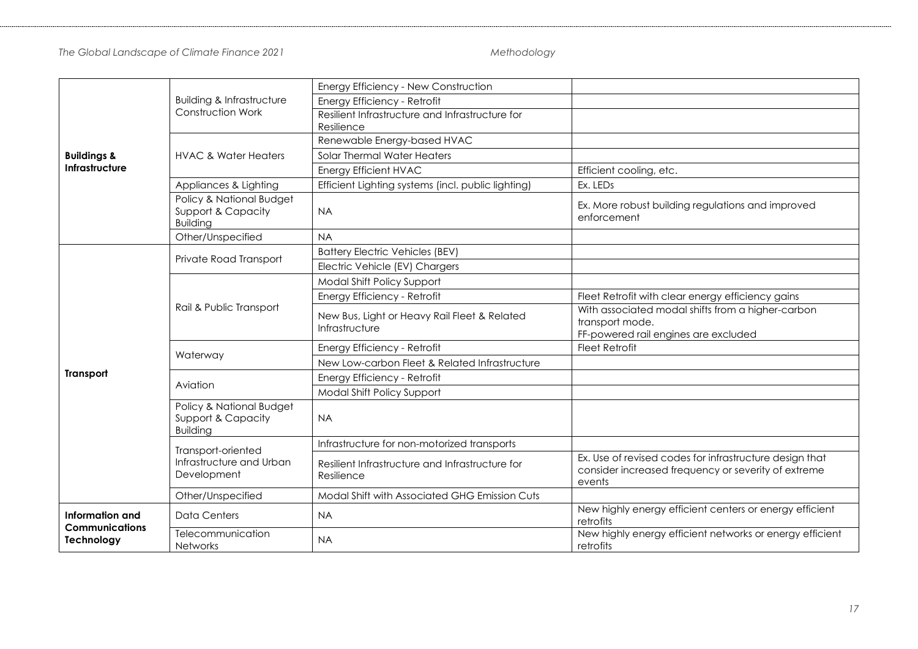| | | | |
|---|---|---|---|
| **Buildings & Infrastructure** | Building & Infrastructure Construction Work | Energy Efficiency - New Construction | |
| | | Energy Efficiency - Retrofit | |
| | | Resilient Infrastructure and Infrastructure for Resilience | |
| | HVAC & Water Heaters | Renewable Energy-based HVAC | |
| | | Solar Thermal Water Heaters | |
| | | Energy Efficient HVAC | Efficient cooling, etc. |
| | Appliances & Lighting | Efficient Lighting systems (incl. public lighting) | Ex. LEDs |
| | Policy & National Budget Support & Capacity Building | NA | Ex. More robust building regulations and improved enforcement |
| | Other/Unspecified | NA | |
| **Transport** | Private Road Transport | Battery Electric Vehicles (BEV) | |
| | | Electric Vehicle (EV) Chargers | |
| | Rail & Public Transport | Modal Shift Policy Support | |
| | | Energy Efficiency - Retrofit | Fleet Retrofit with clear energy efficiency gains |
| | | New Bus, Light or Heavy Rail Fleet & Related Infrastructure | With associated modal shifts from a higher-carbon transport mode. FF-powered rail engines are excluded |
| | Waterway | Energy Efficiency - Retrofit | Fleet Retrofit |
| | | New Low-carbon Fleet & Related Infrastructure | |
| | Aviation | Energy Efficiency - Retrofit | |
| | | Modal Shift Policy Support | |
| | Policy & National Budget Support & Capacity Building | NA | |
| | Transport-oriented Infrastructure and Urban Development | Infrastructure for non-motorized transports | |
| | | Resilient Infrastructure and Infrastructure for Resilience | Ex. Use of revised codes for infrastructure design that consider increased frequency or severity of extreme events |
| | Other/Unspecified | Modal Shift with Associated GHG Emission Cuts | |
| **Information and Communications Technology** | Data Centers | NA | New highly energy efficient centers or energy efficient retrofits |
| | Telecommunication Networks | NA | New highly energy efficient networks or energy efficient retrofits |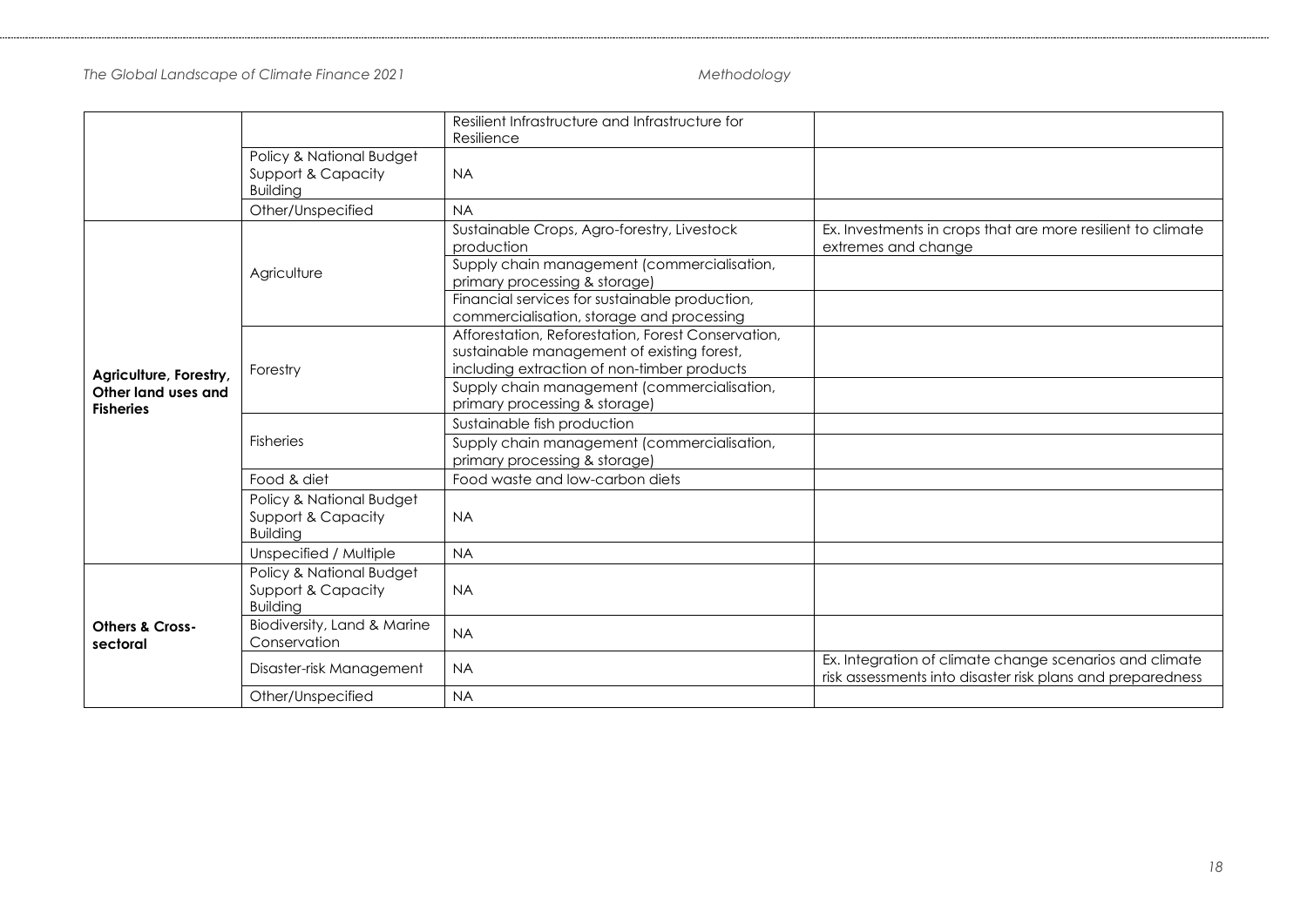| | | | |
|---|---|---|---|
| | | Resilient Infrastructure and Infrastructure for Resilience | |
| | Policy & National Budget Support & Capacity Building | NA | |
| | Other/Unspecified | NA | |
| **Agriculture, Forestry, Other land uses and Fisheries** | Agriculture | Sustainable Crops, Agro-forestry, Livestock production | Ex. Investments in crops that are more resilient to climate extremes and change |
| | | Supply chain management (commercialisation, primary processing & storage) | |
| | | Financial services for sustainable production, commercialisation, storage and processing | |
| | Forestry | Afforestation, Reforestation, Forest Conservation, sustainable management of existing forest, including extraction of non-timber products | |
| | | Supply chain management (commercialisation, primary processing & storage) | |
| | Fisheries | Sustainable fish production | |
| | | Supply chain management (commercialisation, primary processing & storage) | |
| | Food & diet | Food waste and low-carbon diets | |
| | Policy & National Budget Support & Capacity Building | NA | |
| | Unspecified / Multiple | NA | |
| **Others & Cross-sectoral** | Policy & National Budget Support & Capacity Building | NA | |
| | Biodiversity, Land & Marine Conservation | NA | |
| | Disaster-risk Management | NA | Ex. Integration of climate change scenarios and climate risk assessments into disaster risk plans and preparedness |
| | Other/Unspecified | NA | |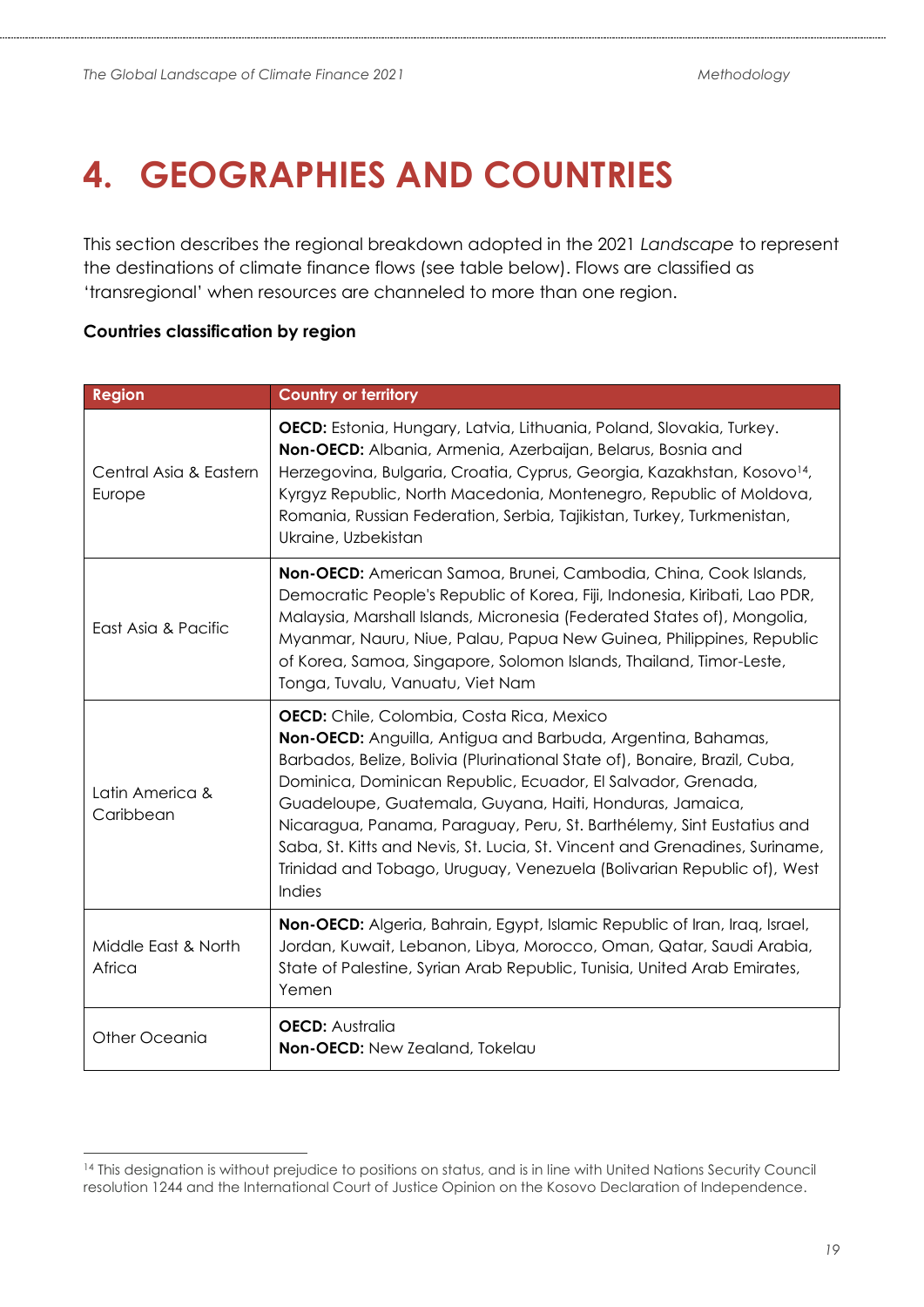# 4. GEOGRAPHIES AND COUNTRIES

This section describes the regional breakdown adopted in the 2021 *Landscape* to represent the destinations of climate finance flows (see table below). Flows are classified as 'transregional' when resources are channeled to more than one region.

**Countries classification by region**

| Region | Country or territory |
|---|---|
| Central Asia & Eastern Europe | **OECD:** Estonia, Hungary, Latvia, Lithuania, Poland, Slovakia, Turkey. **Non-OECD:** Albania, Armenia, Azerbaijan, Belarus, Bosnia and Herzegovina, Bulgaria, Croatia, Cyprus, Georgia, Kazakhstan, Kosovo[14], Kyrgyz Republic, North Macedonia, Montenegro, Republic of Moldova, Romania, Russian Federation, Serbia, Tajikistan, Turkey, Turkmenistan, Ukraine, Uzbekistan |
| East Asia & Pacific | **Non-OECD:** American Samoa, Brunei, Cambodia, China, Cook Islands, Democratic People's Republic of Korea, Fiji, Indonesia, Kiribati, Lao PDR, Malaysia, Marshall Islands, Micronesia (Federated States of), Mongolia, Myanmar, Nauru, Niue, Palau, Papua New Guinea, Philippines, Republic of Korea, Samoa, Singapore, Solomon Islands, Thailand, Timor-Leste, Tonga, Tuvalu, Vanuatu, Viet Nam |
| Latin America & Caribbean | **OECD:** Chile, Colombia, Costa Rica, Mexico **Non-OECD:** Anguilla, Antigua and Barbuda, Argentina, Bahamas, Barbados, Belize, Bolivia (Plurinational State of), Bonaire, Brazil, Cuba, Dominica, Dominican Republic, Ecuador, El Salvador, Grenada, Guadeloupe, Guatemala, Guyana, Haiti, Honduras, Jamaica, Nicaragua, Panama, Paraguay, Peru, St. Barthélemy, Sint Eustatius and Saba, St. Kitts and Nevis, St. Lucia, St. Vincent and Grenadines, Suriname, Trinidad and Tobago, Uruguay, Venezuela (Bolivarian Republic of), West Indies |
| Middle East & North Africa | **Non-OECD:** Algeria, Bahrain, Egypt, Islamic Republic of Iran, Iraq, Israel, Jordan, Kuwait, Lebanon, Libya, Morocco, Oman, Qatar, Saudi Arabia, State of Palestine, Syrian Arab Republic, Tunisia, United Arab Emirates, Yemen |
| Other Oceania | **OECD:** Australia **Non-OECD:** New Zealand, Tokelau |

[14] This designation is without prejudice to positions on status, and is in line with United Nations Security Council resolution 1244 and the International Court of Justice Opinion on the Kosovo Declaration of Independence.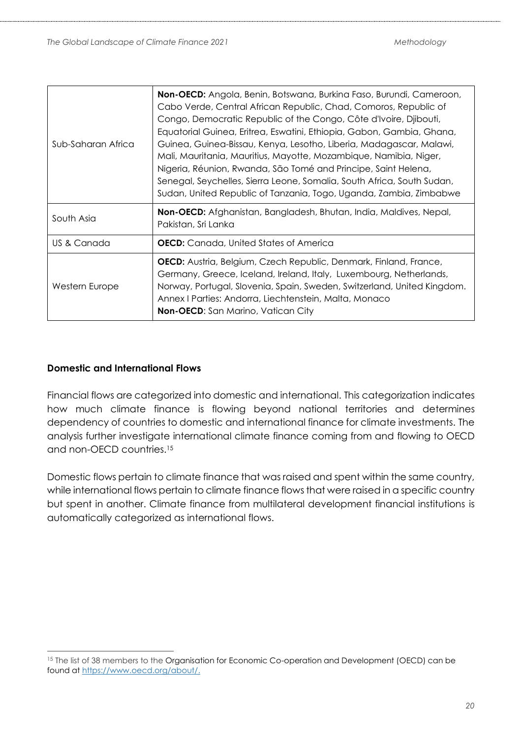| | |
|---|---|
| Sub-Saharan Africa | **Non-OECD:** Angola, Benin, Botswana, Burkina Faso, Burundi, Cameroon, Cabo Verde, Central African Republic, Chad, Comoros, Republic of Congo, Democratic Republic of the Congo, Côte d'Ivoire, Djibouti, Equatorial Guinea, Eritrea, Eswatini, Ethiopia, Gabon, Gambia, Ghana, Guinea, Guinea-Bissau, Kenya, Lesotho, Liberia, Madagascar, Malawi, Mali, Mauritania, Mauritius, Mayotte, Mozambique, Namibia, Niger, Nigeria, Réunion, Rwanda, São Tomé and Principe, Saint Helena, Senegal, Seychelles, Sierra Leone, Somalia, South Africa, South Sudan, Sudan, United Republic of Tanzania, Togo, Uganda, Zambia, Zimbabwe |
| South Asia | **Non-OECD:** Afghanistan, Bangladesh, Bhutan, India, Maldives, Nepal, Pakistan, Sri Lanka |
| US & Canada | **OECD:** Canada, United States of America |
| Western Europe | **OECD:** Austria, Belgium, Czech Republic, Denmark, Finland, France, Germany, Greece, Iceland, Ireland, Italy, Luxembourg, Netherlands, Norway, Portugal, Slovenia, Spain, Sweden, Switzerland, United Kingdom. Annex I Parties: Andorra, Liechtenstein, Malta, Monaco **Non-OECD**: San Marino, Vatican City |

**Domestic and International Flows**

Financial flows are categorized into domestic and international. This categorization indicates how much climate finance is flowing beyond national territories and determines dependency of countries to domestic and international finance for climate investments. The analysis further investigate international climate finance coming from and flowing to OECD and non-OECD countries.[15]

Domestic flows pertain to climate finance that was raised and spent within the same country, while international flows pertain to climate finance flows that were raised in a specific country but spent in another. Climate finance from multilateral development financial institutions is automatically categorized as international flows.

[15] The list of 38 members to the Organisation for Economic Co-operation and Development (OECD) can be found at https://www.oecd.org/about/.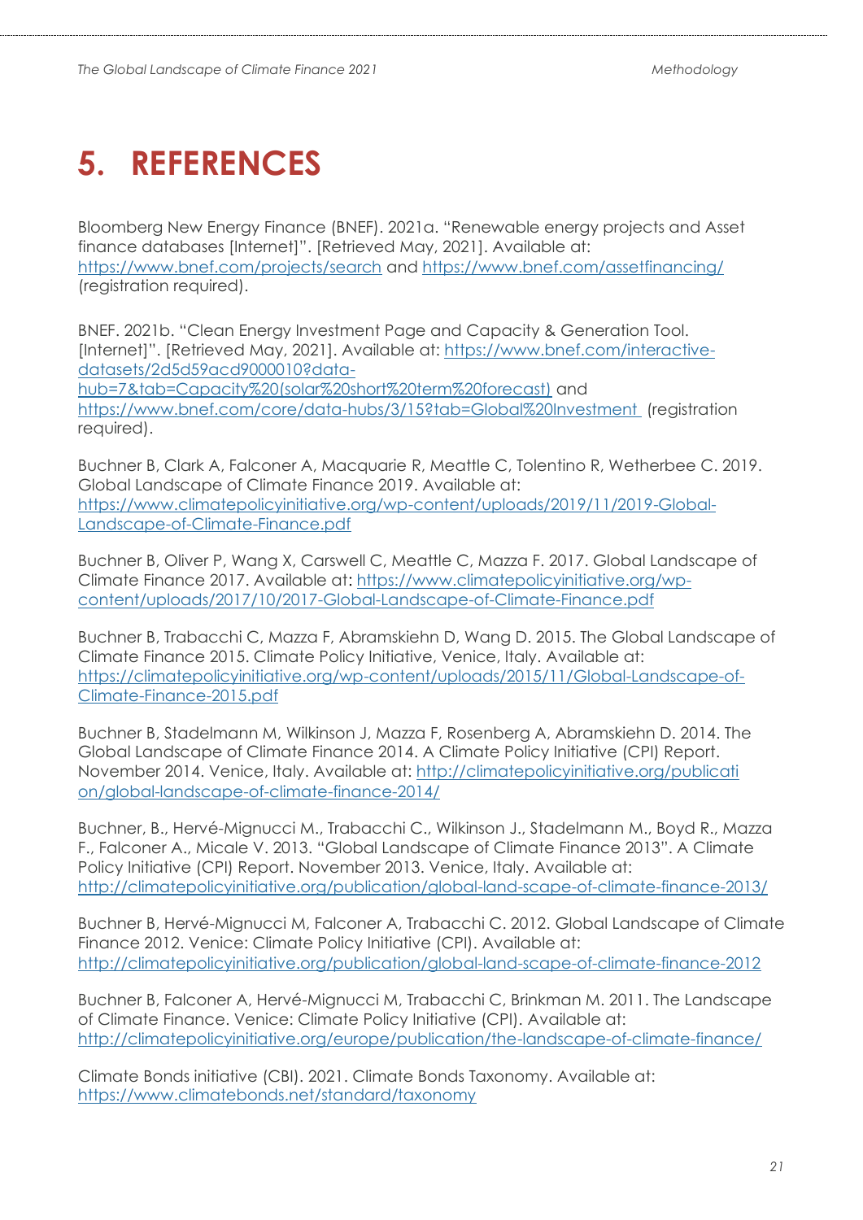# 5. REFERENCES

Bloomberg New Energy Finance (BNEF). 2021a. "Renewable energy projects and Asset finance databases [Internet]". [Retrieved May, 2021]. Available at: https://www.bnef.com/projects/search and https://www.bnef.com/assetfinancing/ (registration required).

BNEF. 2021b. "Clean Energy Investment Page and Capacity & Generation Tool. [Internet]". [Retrieved May, 2021]. Available at: https://www.bnef.com/interactive-datasets/2d5d59acd9000010?data-hub=7&tab=Capacity%20(solar%20short%20term%20forecast) and https://www.bnef.com/core/data-hubs/3/15?tab=Global%20Investment (registration required).

Buchner B, Clark A, Falconer A, Macquarie R, Meattle C, Tolentino R, Wetherbee C. 2019. Global Landscape of Climate Finance 2019. Available at: https://www.climatepolicyinitiative.org/wp-content/uploads/2019/11/2019-Global-Landscape-of-Climate-Finance.pdf

Buchner B, Oliver P, Wang X, Carswell C, Meattle C, Mazza F. 2017. Global Landscape of Climate Finance 2017. Available at: https://www.climatepolicyinitiative.org/wp-content/uploads/2017/10/2017-Global-Landscape-of-Climate-Finance.pdf

Buchner B, Trabacchi C, Mazza F, Abramskiehn D, Wang D. 2015. The Global Landscape of Climate Finance 2015. Climate Policy Initiative, Venice, Italy. Available at: https://climatepolicyinitiative.org/wp-content/uploads/2015/11/Global-Landscape-of-Climate-Finance-2015.pdf

Buchner B, Stadelmann M, Wilkinson J, Mazza F, Rosenberg A, Abramskiehn D. 2014. The Global Landscape of Climate Finance 2014. A Climate Policy Initiative (CPI) Report. November 2014. Venice, Italy. Available at: http://climatepolicyinitiative.org/publication/global-landscape-of-climate-finance-2014/

Buchner, B., Hervé-Mignucci M., Trabacchi C., Wilkinson J., Stadelmann M., Boyd R., Mazza F., Falconer A., Micale V. 2013. "Global Landscape of Climate Finance 2013". A Climate Policy Initiative (CPI) Report. November 2013. Venice, Italy. Available at: http://climatepolicyinitiative.org/publication/global-land-scape-of-climate-finance-2013/

Buchner B, Hervé-Mignucci M, Falconer A, Trabacchi C. 2012. Global Landscape of Climate Finance 2012. Venice: Climate Policy Initiative (CPI). Available at: http://climatepolicyinitiative.org/publication/global-land-scape-of-climate-finance-2012

Buchner B, Falconer A, Hervé-Mignucci M, Trabacchi C, Brinkman M. 2011. The Landscape of Climate Finance. Venice: Climate Policy Initiative (CPI). Available at: http://climatepolicyinitiative.org/europe/publication/the-landscape-of-climate-finance/

Climate Bonds initiative (CBI). 2021. Climate Bonds Taxonomy. Available at: https://www.climatebonds.net/standard/taxonomy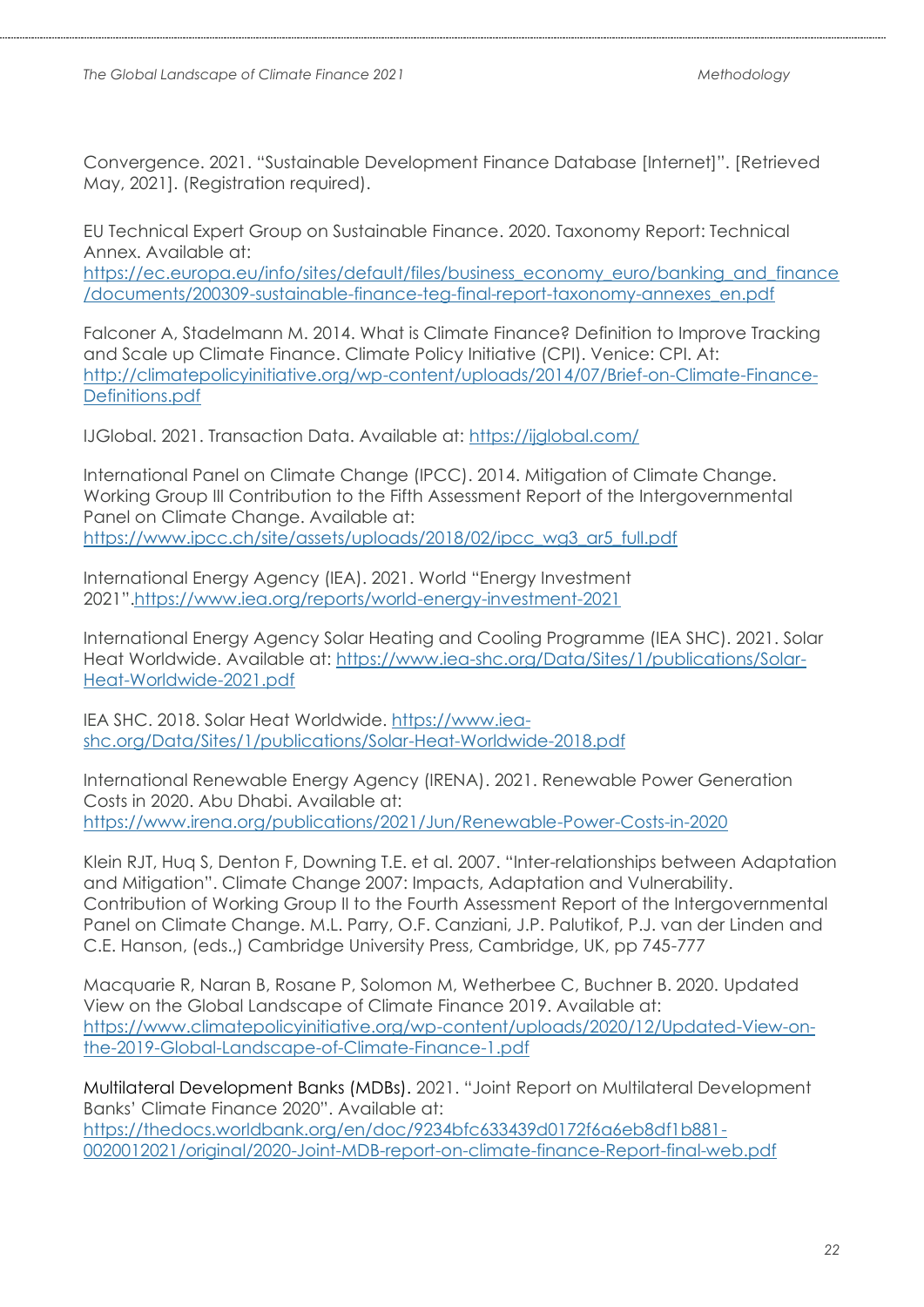Convergence. 2021. "Sustainable Development Finance Database [Internet]". [Retrieved May, 2021]. (Registration required).

EU Technical Expert Group on Sustainable Finance. 2020. Taxonomy Report: Technical Annex. Available at: https://ec.europa.eu/info/sites/default/files/business_economy_euro/banking_and_finance/documents/200309-sustainable-finance-teg-final-report-taxonomy-annexes_en.pdf

Falconer A, Stadelmann M. 2014. What is Climate Finance? Definition to Improve Tracking and Scale up Climate Finance. Climate Policy Initiative (CPI). Venice: CPI. At: http://climatepolicyinitiative.org/wp-content/uploads/2014/07/Brief-on-Climate-Finance-Definitions.pdf

IJGlobal. 2021. Transaction Data. Available at: https://ijglobal.com/

International Panel on Climate Change (IPCC). 2014. Mitigation of Climate Change. Working Group III Contribution to the Fifth Assessment Report of the Intergovernmental Panel on Climate Change. Available at: https://www.ipcc.ch/site/assets/uploads/2018/02/ipcc_wg3_ar5_full.pdf

International Energy Agency (IEA). 2021. World "Energy Investment 2021".https://www.iea.org/reports/world-energy-investment-2021

International Energy Agency Solar Heating and Cooling Programme (IEA SHC). 2021. Solar Heat Worldwide. Available at: https://www.iea-shc.org/Data/Sites/1/publications/Solar-Heat-Worldwide-2021.pdf

IEA SHC. 2018. Solar Heat Worldwide. https://www.iea-shc.org/Data/Sites/1/publications/Solar-Heat-Worldwide-2018.pdf

International Renewable Energy Agency (IRENA). 2021. Renewable Power Generation Costs in 2020. Abu Dhabi. Available at: https://www.irena.org/publications/2021/Jun/Renewable-Power-Costs-in-2020

Klein RJT, Huq S, Denton F, Downing T.E. et al. 2007. "Inter-relationships between Adaptation and Mitigation". Climate Change 2007: Impacts, Adaptation and Vulnerability. Contribution of Working Group II to the Fourth Assessment Report of the Intergovernmental Panel on Climate Change. M.L. Parry, O.F. Canziani, J.P. Palutikof, P.J. van der Linden and C.E. Hanson, (eds.,) Cambridge University Press, Cambridge, UK, pp 745-777

Macquarie R, Naran B, Rosane P, Solomon M, Wetherbee C, Buchner B. 2020. Updated View on the Global Landscape of Climate Finance 2019. Available at: https://www.climatepolicyinitiative.org/wp-content/uploads/2020/12/Updated-View-on-the-2019-Global-Landscape-of-Climate-Finance-1.pdf

Multilateral Development Banks (MDBs). 2021. "Joint Report on Multilateral Development Banks' Climate Finance 2020". Available at: https://thedocs.worldbank.org/en/doc/9234bfc633439d0172f6a6eb8df1b881-0020012021/original/2020-Joint-MDB-report-on-climate-finance-Report-final-web.pdf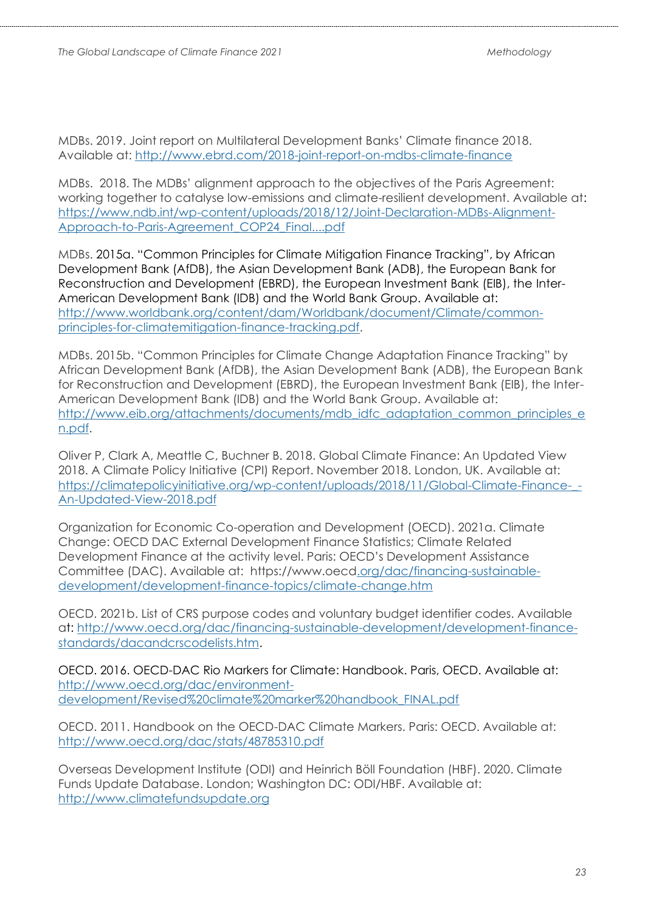MDBs. 2019. Joint report on Multilateral Development Banks' Climate finance 2018. Available at: http://www.ebrd.com/2018-joint-report-on-mdbs-climate-finance

MDBs. 2018. The MDBs' alignment approach to the objectives of the Paris Agreement: working together to catalyse low-emissions and climate-resilient development. Available at: https://www.ndb.int/wp-content/uploads/2018/12/Joint-Declaration-MDBs-Alignment-Approach-to-Paris-Agreement_COP24_Final....pdf

MDBs. 2015a. "Common Principles for Climate Mitigation Finance Tracking", by African Development Bank (AfDB), the Asian Development Bank (ADB), the European Bank for Reconstruction and Development (EBRD), the European Investment Bank (EIB), the Inter-American Development Bank (IDB) and the World Bank Group. Available at: http://www.worldbank.org/content/dam/Worldbank/document/Climate/common-principles-for-climatemitigation-finance-tracking.pdf.

MDBs. 2015b. "Common Principles for Climate Change Adaptation Finance Tracking" by African Development Bank (AfDB), the Asian Development Bank (ADB), the European Bank for Reconstruction and Development (EBRD), the European Investment Bank (EIB), the Inter-American Development Bank (IDB) and the World Bank Group. Available at: http://www.eib.org/attachments/documents/mdb_idfc_adaptation_common_principles_en.pdf.

Oliver P, Clark A, Meattle C, Buchner B. 2018. Global Climate Finance: An Updated View 2018. A Climate Policy Initiative (CPI) Report. November 2018. London, UK. Available at: https://climatepolicyinitiative.org/wp-content/uploads/2018/11/Global-Climate-Finance-_-An-Updated-View-2018.pdf

Organization for Economic Co-operation and Development (OECD). 2021a. Climate Change: OECD DAC External Development Finance Statistics; Climate Related Development Finance at the activity level. Paris: OECD's Development Assistance Committee (DAC). Available at: https://www.oecd.org/dac/financing-sustainable-development/development-finance-topics/climate-change.htm

OECD. 2021b. List of CRS purpose codes and voluntary budget identifier codes. Available at: http://www.oecd.org/dac/financing-sustainable-development/development-finance-standards/dacandcrscodelists.htm.

OECD. 2016. OECD-DAC Rio Markers for Climate: Handbook. Paris, OECD. Available at: http://www.oecd.org/dac/environment-development/Revised%20climate%20marker%20handbook_FINAL.pdf

OECD. 2011. Handbook on the OECD-DAC Climate Markers. Paris: OECD. Available at: http://www.oecd.org/dac/stats/48785310.pdf

Overseas Development Institute (ODI) and Heinrich Böll Foundation (HBF). 2020. Climate Funds Update Database. London; Washington DC: ODI/HBF. Available at: http://www.climatefundsupdate.org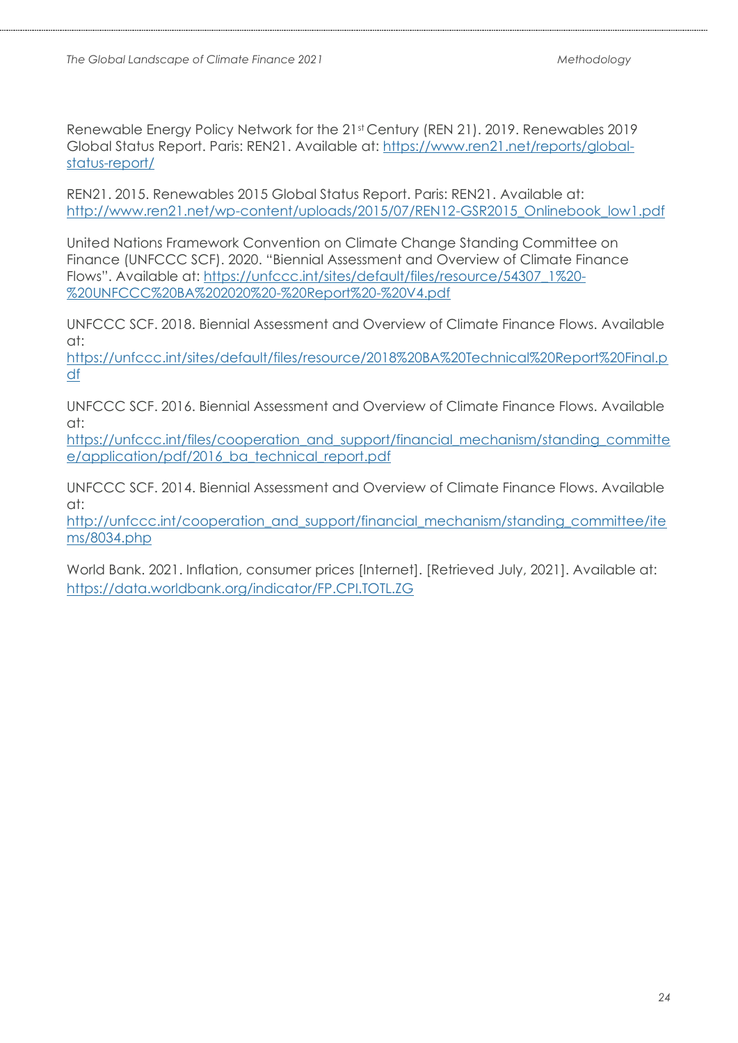Renewable Energy Policy Network for the 21st Century (REN 21). 2019. Renewables 2019 Global Status Report. Paris: REN21. Available at: https://www.ren21.net/reports/global-status-report/

REN21. 2015. Renewables 2015 Global Status Report. Paris: REN21. Available at: http://www.ren21.net/wp-content/uploads/2015/07/REN12-GSR2015_Onlinebook_low1.pdf

United Nations Framework Convention on Climate Change Standing Committee on Finance (UNFCCC SCF). 2020. "Biennial Assessment and Overview of Climate Finance Flows". Available at: https://unfccc.int/sites/default/files/resource/54307_1%20-%20UNFCCC%20BA%202020%20-%20Report%20-%20V4.pdf

UNFCCC SCF. 2018. Biennial Assessment and Overview of Climate Finance Flows. Available at: https://unfccc.int/sites/default/files/resource/2018%20BA%20Technical%20Report%20Final.pdf

UNFCCC SCF. 2016. Biennial Assessment and Overview of Climate Finance Flows. Available at: https://unfccc.int/files/cooperation_and_support/financial_mechanism/standing_committee/application/pdf/2016_ba_technical_report.pdf

UNFCCC SCF. 2014. Biennial Assessment and Overview of Climate Finance Flows. Available at: http://unfccc.int/cooperation_and_support/financial_mechanism/standing_committee/items/8034.php

World Bank. 2021. Inflation, consumer prices [Internet]. [Retrieved July, 2021]. Available at: https://data.worldbank.org/indicator/FP.CPI.TOTL.ZG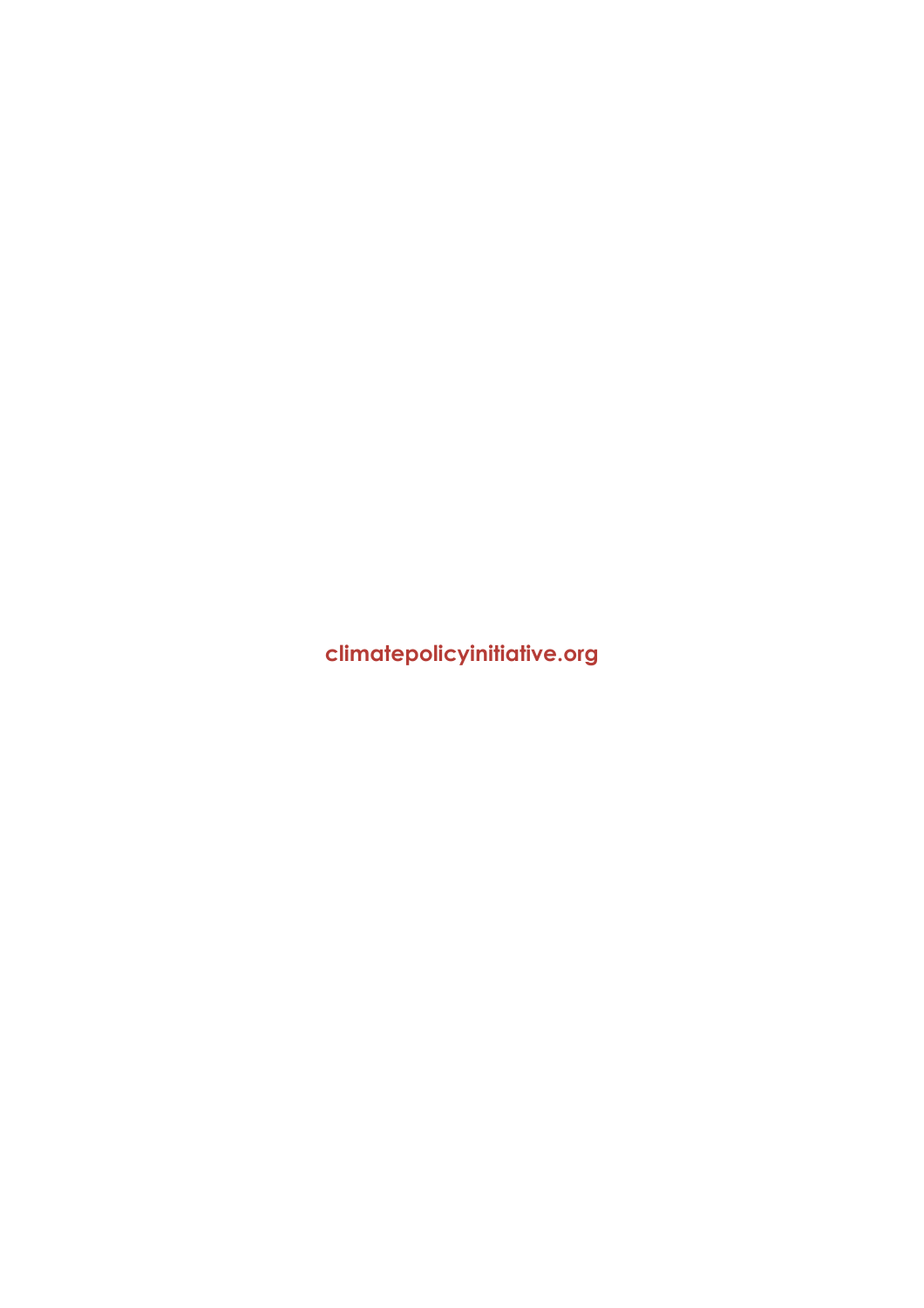climatepolicyinitiative.org